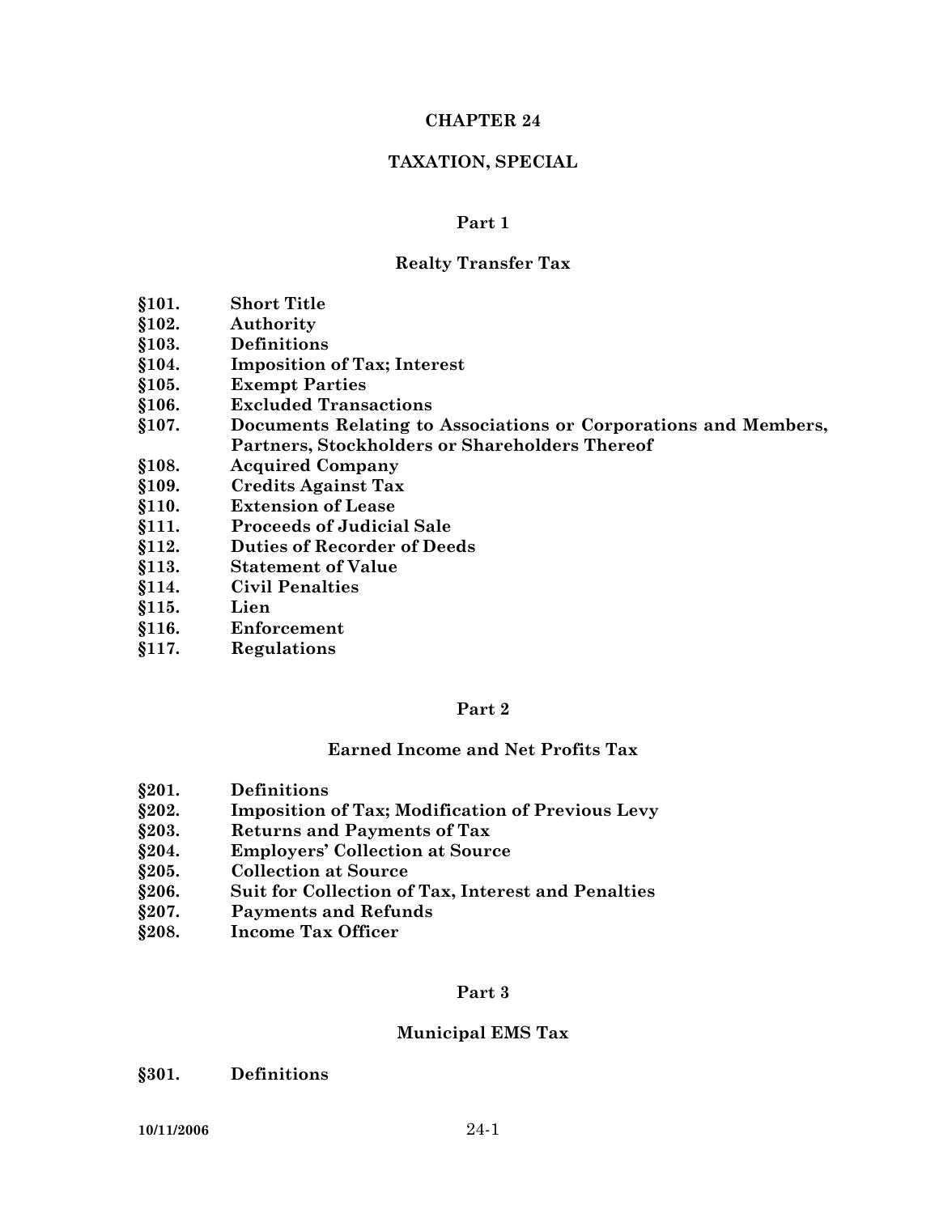# CHAPTER 24

# TAXATION, SPECIAL

## Part 1

## Realty Transfer Tax

- **§101. Short Title**
- **§102. Authority**
- **§103. Definitions**
- **§104. Imposition of Tax; Interest**
- **§105. Exempt Parties**
- **§106. Excluded Transactions**
- **§107. Documents Relating to Associations or Corporations and Members, Partners, Stockholders or Shareholders Thereof**
- **§108. Acquired Company**
- **§109. Credits Against Tax**
- **§110. Extension of Lease**
- **§111. Proceeds of Judicial Sale**
- **§112. Duties of Recorder of Deeds**
- **§113. Statement of Value**
- **§114. Civil Penalties**
- **§115. Lien**
- **§116. Enforcement**
- **§117. Regulations**

## Part 2

## Earned Income and Net Profits Tax

- **§201. Definitions**
- **§202. Imposition of Tax; Modification of Previous Levy**
- **§203. Returns and Payments of Tax**
- **§204. Employers' Collection at Source**
- **§205. Collection at Source**
- **§206. Suit for Collection of Tax, Interest and Penalties**
- **§207. Payments and Refunds**
- **§208. Income Tax Officer**

## Part 3

## Municipal EMS Tax

- **§301. Definitions**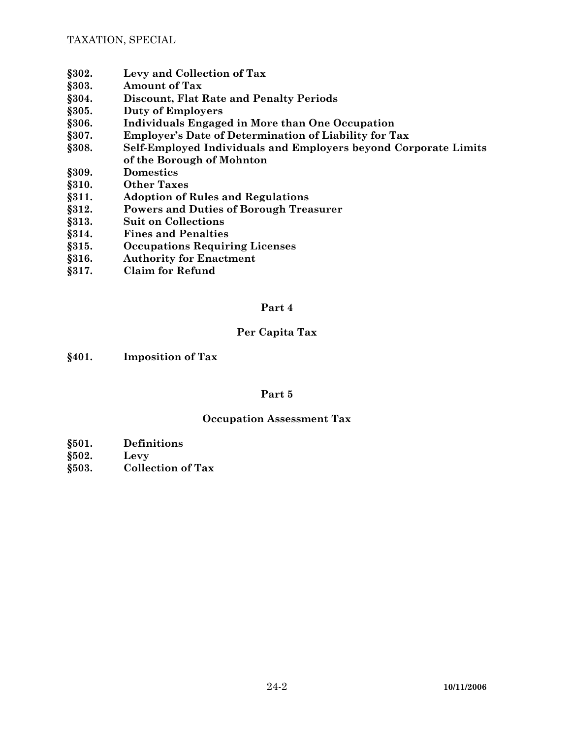**§302. Levy and Collection of Tax**
**§303. Amount of Tax**
**§304. Discount, Flat Rate and Penalty Periods**
**§305. Duty of Employers**
**§306. Individuals Engaged in More than One Occupation**
**§307. Employer's Date of Determination of Liability for Tax**
**§308. Self-Employed Individuals and Employers beyond Corporate Limits of the Borough of Mohnton**
**§309. Domestics**
**§310. Other Taxes**
**§311. Adoption of Rules and Regulations**
**§312. Powers and Duties of Borough Treasurer**
**§313. Suit on Collections**
**§314. Fines and Penalties**
**§315. Occupations Requiring Licenses**
**§316. Authority for Enactment**
**§317. Claim for Refund**

## Part 4

## Per Capita Tax

**§401. Imposition of Tax**

## Part 5

## Occupation Assessment Tax

**§501. Definitions**
**§502. Levy**
**§503. Collection of Tax**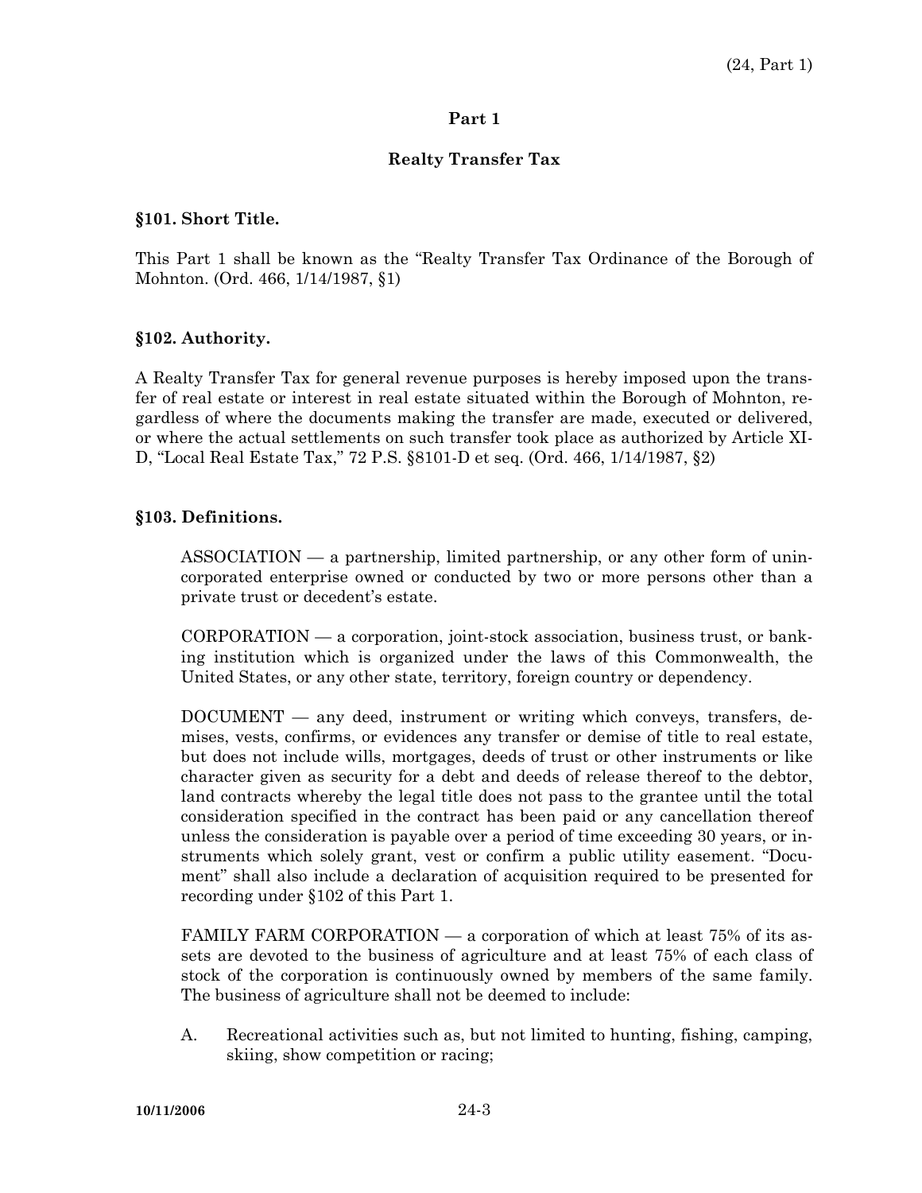## Part 1

## Realty Transfer Tax

### §101. Short Title.

This Part 1 shall be known as the "Realty Transfer Tax Ordinance of the Borough of Mohnton. (Ord. 466, 1/14/1987, §1)

### §102. Authority.

A Realty Transfer Tax for general revenue purposes is hereby imposed upon the transfer of real estate or interest in real estate situated within the Borough of Mohnton, regardless of where the documents making the transfer are made, executed or delivered, or where the actual settlements on such transfer took place as authorized by Article XI-D, "Local Real Estate Tax," 72 P.S. §8101-D et seq. (Ord. 466, 1/14/1987, §2)

### §103. Definitions.

ASSOCIATION — a partnership, limited partnership, or any other form of unincorporated enterprise owned or conducted by two or more persons other than a private trust or decedent's estate.

CORPORATION — a corporation, joint-stock association, business trust, or banking institution which is organized under the laws of this Commonwealth, the United States, or any other state, territory, foreign country or dependency.

DOCUMENT — any deed, instrument or writing which conveys, transfers, demises, vests, confirms, or evidences any transfer or demise of title to real estate, but does not include wills, mortgages, deeds of trust or other instruments or like character given as security for a debt and deeds of release thereof to the debtor, land contracts whereby the legal title does not pass to the grantee until the total consideration specified in the contract has been paid or any cancellation thereof unless the consideration is payable over a period of time exceeding 30 years, or instruments which solely grant, vest or confirm a public utility easement. "Document" shall also include a declaration of acquisition required to be presented for recording under §102 of this Part 1.

FAMILY FARM CORPORATION — a corporation of which at least 75% of its assets are devoted to the business of agriculture and at least 75% of each class of stock of the corporation is continuously owned by members of the same family. The business of agriculture shall not be deemed to include:

A. Recreational activities such as, but not limited to hunting, fishing, camping, skiing, show competition or racing;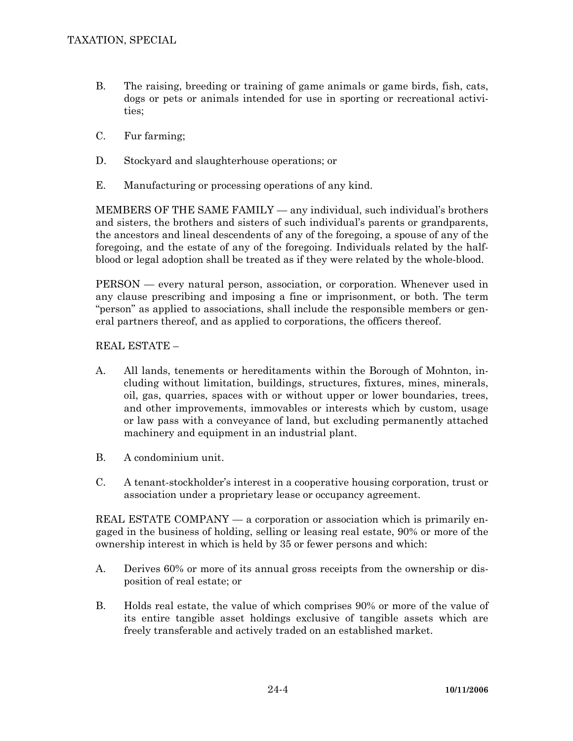B. The raising, breeding or training of game animals or game birds, fish, cats, dogs or pets or animals intended for use in sporting or recreational activities;

C. Fur farming;

D. Stockyard and slaughterhouse operations; or

E. Manufacturing or processing operations of any kind.

MEMBERS OF THE SAME FAMILY — any individual, such individual's brothers and sisters, the brothers and sisters of such individual's parents or grandparents, the ancestors and lineal descendents of any of the foregoing, a spouse of any of the foregoing, and the estate of any of the foregoing. Individuals related by the half-blood or legal adoption shall be treated as if they were related by the whole-blood.

PERSON — every natural person, association, or corporation. Whenever used in any clause prescribing and imposing a fine or imprisonment, or both. The term "person" as applied to associations, shall include the responsible members or general partners thereof, and as applied to corporations, the officers thereof.

REAL ESTATE –

A. All lands, tenements or hereditaments within the Borough of Mohnton, including without limitation, buildings, structures, fixtures, mines, minerals, oil, gas, quarries, spaces with or without upper or lower boundaries, trees, and other improvements, immovables or interests which by custom, usage or law pass with a conveyance of land, but excluding permanently attached machinery and equipment in an industrial plant.

B. A condominium unit.

C. A tenant-stockholder's interest in a cooperative housing corporation, trust or association under a proprietary lease or occupancy agreement.

REAL ESTATE COMPANY — a corporation or association which is primarily engaged in the business of holding, selling or leasing real estate, 90% or more of the ownership interest in which is held by 35 or fewer persons and which:

A. Derives 60% or more of its annual gross receipts from the ownership or disposition of real estate; or

B. Holds real estate, the value of which comprises 90% or more of the value of its entire tangible asset holdings exclusive of tangible assets which are freely transferable and actively traded on an established market.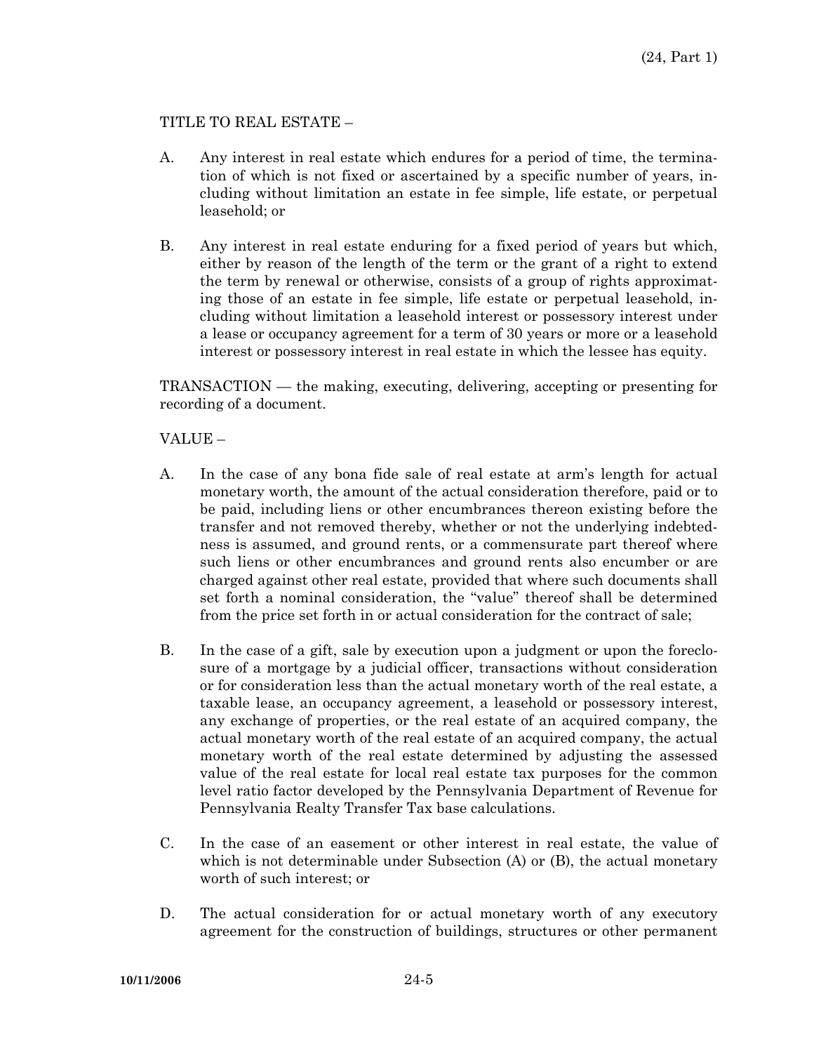TITLE TO REAL ESTATE –

A. Any interest in real estate which endures for a period of time, the termination of which is not fixed or ascertained by a specific number of years, including without limitation an estate in fee simple, life estate, or perpetual leasehold; or

B. Any interest in real estate enduring for a fixed period of years but which, either by reason of the length of the term or the grant of a right to extend the term by renewal or otherwise, consists of a group of rights approximating those of an estate in fee simple, life estate or perpetual leasehold, including without limitation a leasehold interest or possessory interest under a lease or occupancy agreement for a term of 30 years or more or a leasehold interest or possessory interest in real estate in which the lessee has equity.

TRANSACTION — the making, executing, delivering, accepting or presenting for recording of a document.

VALUE –

A. In the case of any bona fide sale of real estate at arm's length for actual monetary worth, the amount of the actual consideration therefore, paid or to be paid, including liens or other encumbrances thereon existing before the transfer and not removed thereby, whether or not the underlying indebtedness is assumed, and ground rents, or a commensurate part thereof where such liens or other encumbrances and ground rents also encumber or are charged against other real estate, provided that where such documents shall set forth a nominal consideration, the "value" thereof shall be determined from the price set forth in or actual consideration for the contract of sale;

B. In the case of a gift, sale by execution upon a judgment or upon the foreclosure of a mortgage by a judicial officer, transactions without consideration or for consideration less than the actual monetary worth of the real estate, a taxable lease, an occupancy agreement, a leasehold or possessory interest, any exchange of properties, or the real estate of an acquired company, the actual monetary worth of the real estate of an acquired company, the actual monetary worth of the real estate determined by adjusting the assessed value of the real estate for local real estate tax purposes for the common level ratio factor developed by the Pennsylvania Department of Revenue for Pennsylvania Realty Transfer Tax base calculations.

C. In the case of an easement or other interest in real estate, the value of which is not determinable under Subsection (A) or (B), the actual monetary worth of such interest; or

D. The actual consideration for or actual monetary worth of any executory agreement for the construction of buildings, structures or other permanent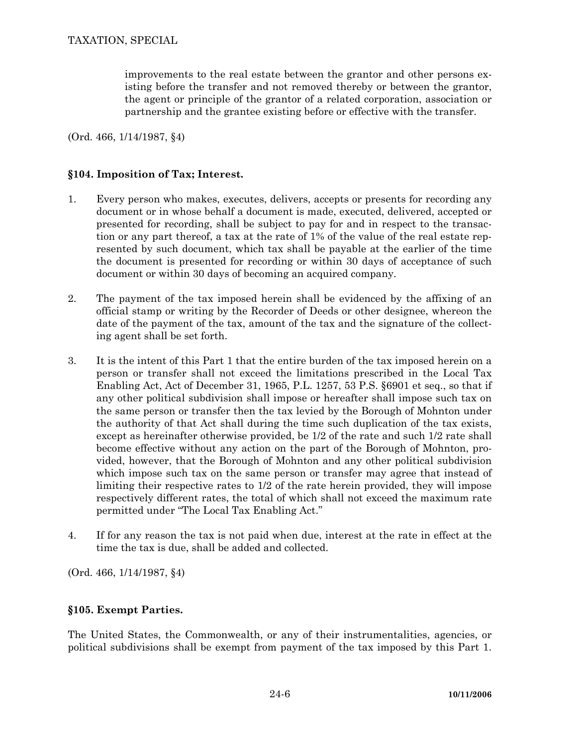improvements to the real estate between the grantor and other persons existing before the transfer and not removed thereby or between the grantor, the agent or principle of the grantor of a related corporation, association or partnership and the grantee existing before or effective with the transfer.

(Ord. 466, 1/14/1987, §4)

### §104. Imposition of Tax; Interest.

1. Every person who makes, executes, delivers, accepts or presents for recording any document or in whose behalf a document is made, executed, delivered, accepted or presented for recording, shall be subject to pay for and in respect to the transaction or any part thereof, a tax at the rate of 1% of the value of the real estate represented by such document, which tax shall be payable at the earlier of the time the document is presented for recording or within 30 days of acceptance of such document or within 30 days of becoming an acquired company.

2. The payment of the tax imposed herein shall be evidenced by the affixing of an official stamp or writing by the Recorder of Deeds or other designee, whereon the date of the payment of the tax, amount of the tax and the signature of the collecting agent shall be set forth.

3. It is the intent of this Part 1 that the entire burden of the tax imposed herein on a person or transfer shall not exceed the limitations prescribed in the Local Tax Enabling Act, Act of December 31, 1965, P.L. 1257, 53 P.S. §6901 et seq., so that if any other political subdivision shall impose or hereafter shall impose such tax on the same person or transfer then the tax levied by the Borough of Mohnton under the authority of that Act shall during the time such duplication of the tax exists, except as hereinafter otherwise provided, be 1/2 of the rate and such 1/2 rate shall become effective without any action on the part of the Borough of Mohnton, provided, however, that the Borough of Mohnton and any other political subdivision which impose such tax on the same person or transfer may agree that instead of limiting their respective rates to 1/2 of the rate herein provided, they will impose respectively different rates, the total of which shall not exceed the maximum rate permitted under "The Local Tax Enabling Act."

4. If for any reason the tax is not paid when due, interest at the rate in effect at the time the tax is due, shall be added and collected.

(Ord. 466, 1/14/1987, §4)

### §105. Exempt Parties.

The United States, the Commonwealth, or any of their instrumentalities, agencies, or political subdivisions shall be exempt from payment of the tax imposed by this Part 1.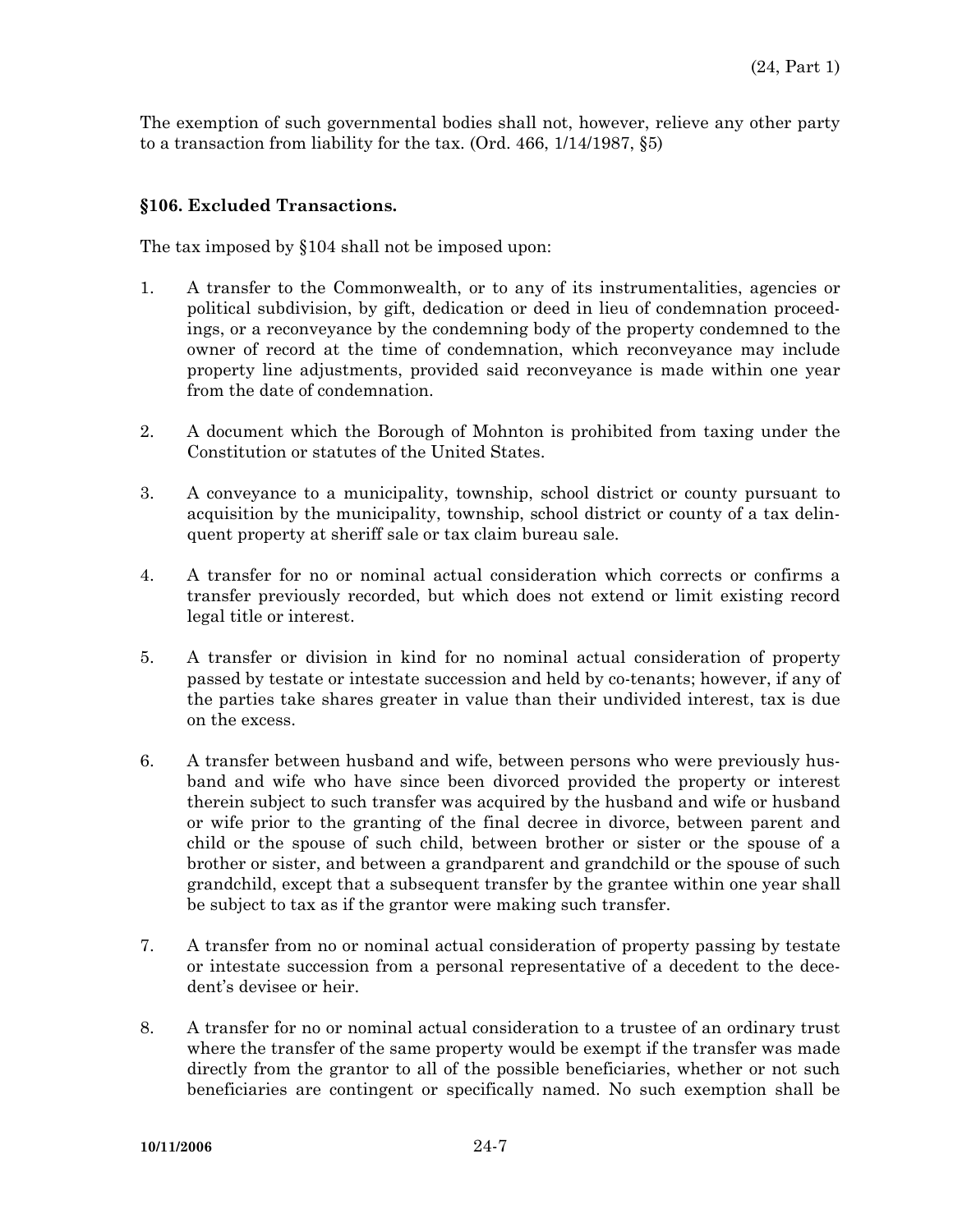The exemption of such governmental bodies shall not, however, relieve any other party to a transaction from liability for the tax. (Ord. 466, 1/14/1987, §5)

### §106. Excluded Transactions.

The tax imposed by §104 shall not be imposed upon:

1. A transfer to the Commonwealth, or to any of its instrumentalities, agencies or political subdivision, by gift, dedication or deed in lieu of condemnation proceedings, or a reconveyance by the condemning body of the property condemned to the owner of record at the time of condemnation, which reconveyance may include property line adjustments, provided said reconveyance is made within one year from the date of condemnation.

2. A document which the Borough of Mohnton is prohibited from taxing under the Constitution or statutes of the United States.

3. A conveyance to a municipality, township, school district or county pursuant to acquisition by the municipality, township, school district or county of a tax delinquent property at sheriff sale or tax claim bureau sale.

4. A transfer for no or nominal actual consideration which corrects or confirms a transfer previously recorded, but which does not extend or limit existing record legal title or interest.

5. A transfer or division in kind for no nominal actual consideration of property passed by testate or intestate succession and held by co-tenants; however, if any of the parties take shares greater in value than their undivided interest, tax is due on the excess.

6. A transfer between husband and wife, between persons who were previously husband and wife who have since been divorced provided the property or interest therein subject to such transfer was acquired by the husband and wife or husband or wife prior to the granting of the final decree in divorce, between parent and child or the spouse of such child, between brother or sister or the spouse of a brother or sister, and between a grandparent and grandchild or the spouse of such grandchild, except that a subsequent transfer by the grantee within one year shall be subject to tax as if the grantor were making such transfer.

7. A transfer from no or nominal actual consideration of property passing by testate or intestate succession from a personal representative of a decedent to the decedent's devisee or heir.

8. A transfer for no or nominal actual consideration to a trustee of an ordinary trust where the transfer of the same property would be exempt if the transfer was made directly from the grantor to all of the possible beneficiaries, whether or not such beneficiaries are contingent or specifically named. No such exemption shall be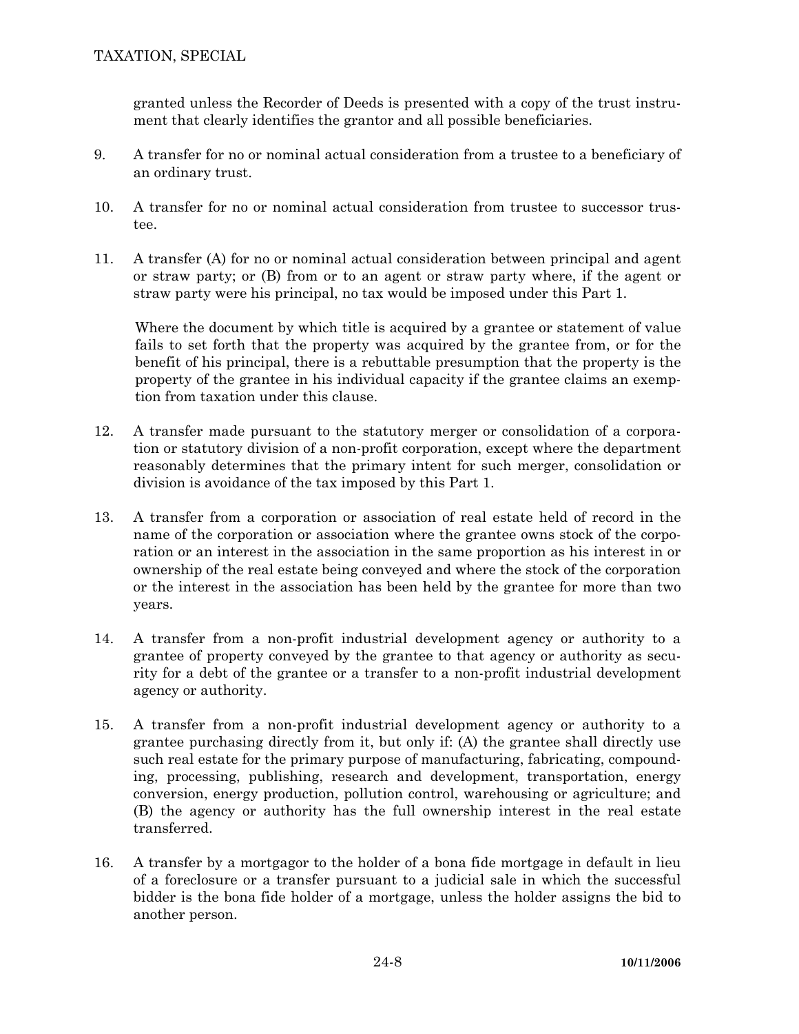granted unless the Recorder of Deeds is presented with a copy of the trust instrument that clearly identifies the grantor and all possible beneficiaries.

9. A transfer for no or nominal actual consideration from a trustee to a beneficiary of an ordinary trust.

10. A transfer for no or nominal actual consideration from trustee to successor trustee.

11. A transfer (A) for no or nominal actual consideration between principal and agent or straw party; or (B) from or to an agent or straw party where, if the agent or straw party were his principal, no tax would be imposed under this Part 1.

    Where the document by which title is acquired by a grantee or statement of value fails to set forth that the property was acquired by the grantee from, or for the benefit of his principal, there is a rebuttable presumption that the property is the property of the grantee in his individual capacity if the grantee claims an exemption from taxation under this clause.

12. A transfer made pursuant to the statutory merger or consolidation of a corporation or statutory division of a non-profit corporation, except where the department reasonably determines that the primary intent for such merger, consolidation or division is avoidance of the tax imposed by this Part 1.

13. A transfer from a corporation or association of real estate held of record in the name of the corporation or association where the grantee owns stock of the corporation or an interest in the association in the same proportion as his interest in or ownership of the real estate being conveyed and where the stock of the corporation or the interest in the association has been held by the grantee for more than two years.

14. A transfer from a non-profit industrial development agency or authority to a grantee of property conveyed by the grantee to that agency or authority as security for a debt of the grantee or a transfer to a non-profit industrial development agency or authority.

15. A transfer from a non-profit industrial development agency or authority to a grantee purchasing directly from it, but only if: (A) the grantee shall directly use such real estate for the primary purpose of manufacturing, fabricating, compounding, processing, publishing, research and development, transportation, energy conversion, energy production, pollution control, warehousing or agriculture; and (B) the agency or authority has the full ownership interest in the real estate transferred.

16. A transfer by a mortgagor to the holder of a bona fide mortgage in default in lieu of a foreclosure or a transfer pursuant to a judicial sale in which the successful bidder is the bona fide holder of a mortgage, unless the holder assigns the bid to another person.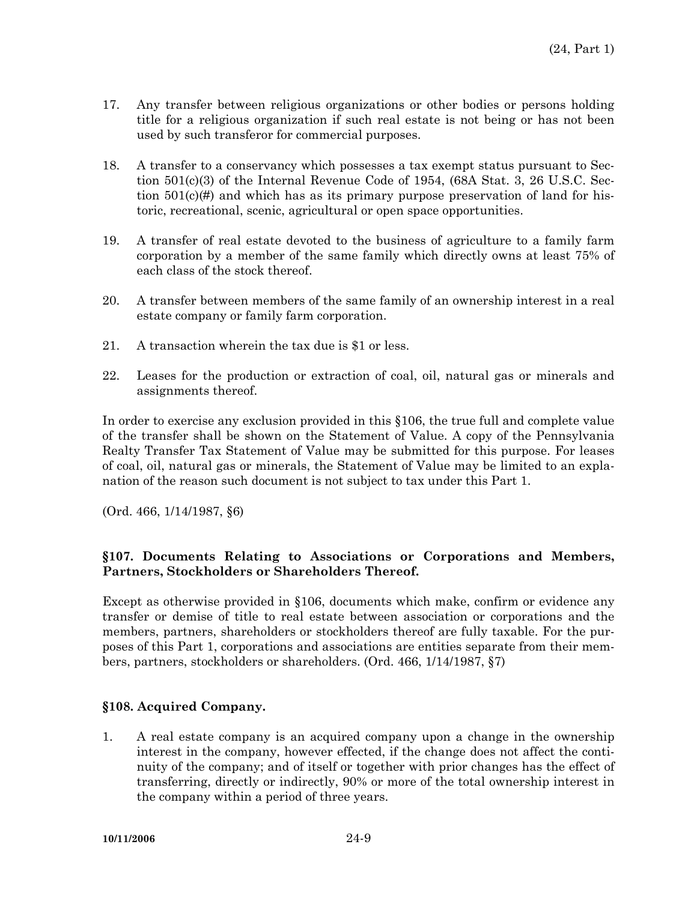17. Any transfer between religious organizations or other bodies or persons holding title for a religious organization if such real estate is not being or has not been used by such transferor for commercial purposes.

18. A transfer to a conservancy which possesses a tax exempt status pursuant to Section 501(c)(3) of the Internal Revenue Code of 1954, (68A Stat. 3, 26 U.S.C. Section 501(c)(#) and which has as its primary purpose preservation of land for historic, recreational, scenic, agricultural or open space opportunities.

19. A transfer of real estate devoted to the business of agriculture to a family farm corporation by a member of the same family which directly owns at least 75% of each class of the stock thereof.

20. A transfer between members of the same family of an ownership interest in a real estate company or family farm corporation.

21. A transaction wherein the tax due is $1 or less.

22. Leases for the production or extraction of coal, oil, natural gas or minerals and assignments thereof.

In order to exercise any exclusion provided in this §106, the true full and complete value of the transfer shall be shown on the Statement of Value. A copy of the Pennsylvania Realty Transfer Tax Statement of Value may be submitted for this purpose. For leases of coal, oil, natural gas or minerals, the Statement of Value may be limited to an explanation of the reason such document is not subject to tax under this Part 1.

(Ord. 466, 1/14/1987, §6)

### §107. Documents Relating to Associations or Corporations and Members, Partners, Stockholders or Shareholders Thereof.

Except as otherwise provided in §106, documents which make, confirm or evidence any transfer or demise of title to real estate between association or corporations and the members, partners, shareholders or stockholders thereof are fully taxable. For the purposes of this Part 1, corporations and associations are entities separate from their members, partners, stockholders or shareholders. (Ord. 466, 1/14/1987, §7)

### §108. Acquired Company.

1. A real estate company is an acquired company upon a change in the ownership interest in the company, however effected, if the change does not affect the continuity of the company; and of itself or together with prior changes has the effect of transferring, directly or indirectly, 90% or more of the total ownership interest in the company within a period of three years.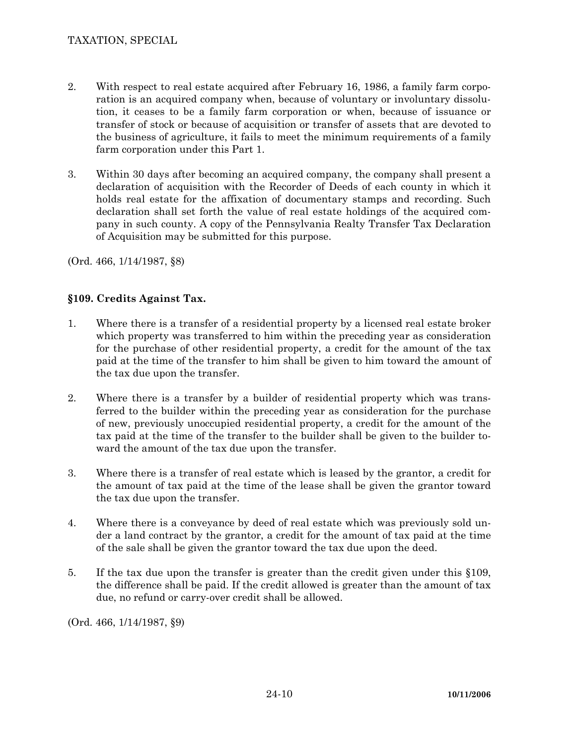2. With respect to real estate acquired after February 16, 1986, a family farm corporation is an acquired company when, because of voluntary or involuntary dissolution, it ceases to be a family farm corporation or when, because of issuance or transfer of stock or because of acquisition or transfer of assets that are devoted to the business of agriculture, it fails to meet the minimum requirements of a family farm corporation under this Part 1.

3. Within 30 days after becoming an acquired company, the company shall present a declaration of acquisition with the Recorder of Deeds of each county in which it holds real estate for the affixation of documentary stamps and recording. Such declaration shall set forth the value of real estate holdings of the acquired company in such county. A copy of the Pennsylvania Realty Transfer Tax Declaration of Acquisition may be submitted for this purpose.

(Ord. 466, 1/14/1987, §8)

### §109. Credits Against Tax.

1. Where there is a transfer of a residential property by a licensed real estate broker which property was transferred to him within the preceding year as consideration for the purchase of other residential property, a credit for the amount of the tax paid at the time of the transfer to him shall be given to him toward the amount of the tax due upon the transfer.

2. Where there is a transfer by a builder of residential property which was transferred to the builder within the preceding year as consideration for the purchase of new, previously unoccupied residential property, a credit for the amount of the tax paid at the time of the transfer to the builder shall be given to the builder toward the amount of the tax due upon the transfer.

3. Where there is a transfer of real estate which is leased by the grantor, a credit for the amount of tax paid at the time of the lease shall be given the grantor toward the tax due upon the transfer.

4. Where there is a conveyance by deed of real estate which was previously sold under a land contract by the grantor, a credit for the amount of tax paid at the time of the sale shall be given the grantor toward the tax due upon the deed.

5. If the tax due upon the transfer is greater than the credit given under this §109, the difference shall be paid. If the credit allowed is greater than the amount of tax due, no refund or carry-over credit shall be allowed.

(Ord. 466, 1/14/1987, §9)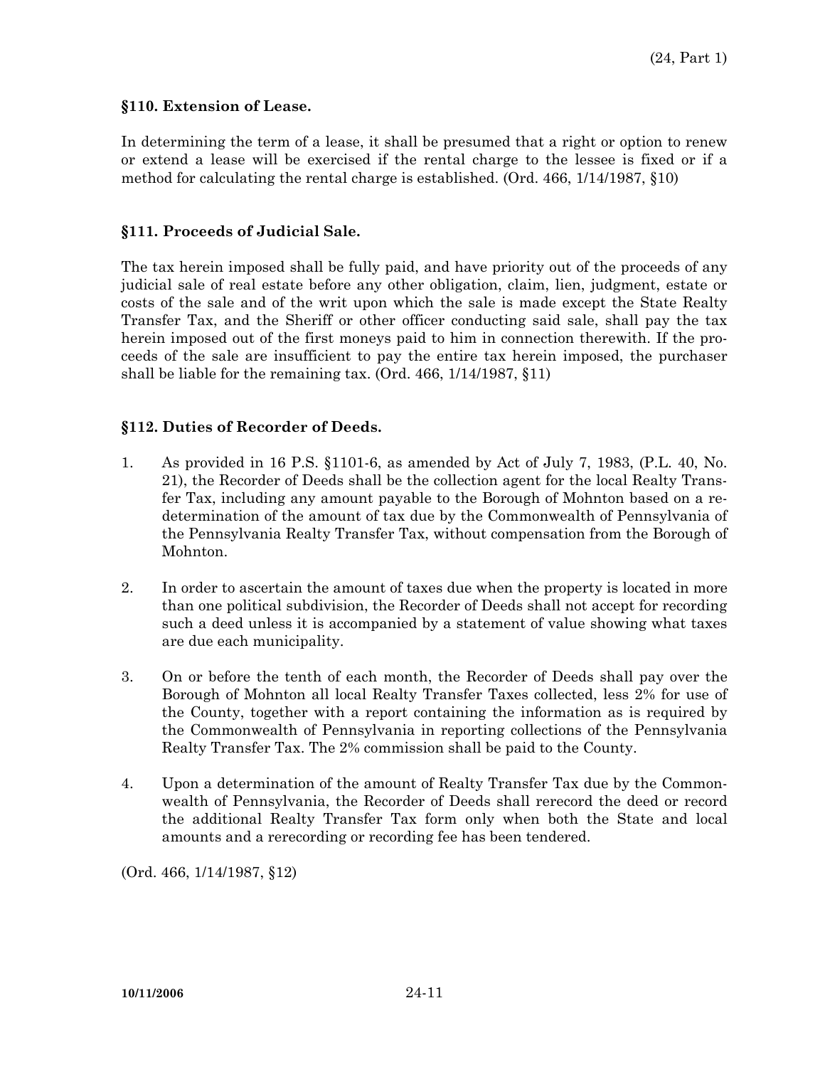### §110. Extension of Lease.

In determining the term of a lease, it shall be presumed that a right or option to renew or extend a lease will be exercised if the rental charge to the lessee is fixed or if a method for calculating the rental charge is established. (Ord. 466, 1/14/1987, §10)

### §111. Proceeds of Judicial Sale.

The tax herein imposed shall be fully paid, and have priority out of the proceeds of any judicial sale of real estate before any other obligation, claim, lien, judgment, estate or costs of the sale and of the writ upon which the sale is made except the State Realty Transfer Tax, and the Sheriff or other officer conducting said sale, shall pay the tax herein imposed out of the first moneys paid to him in connection therewith. If the proceeds of the sale are insufficient to pay the entire tax herein imposed, the purchaser shall be liable for the remaining tax. (Ord. 466, 1/14/1987, §11)

### §112. Duties of Recorder of Deeds.

1. As provided in 16 P.S. §1101-6, as amended by Act of July 7, 1983, (P.L. 40, No. 21), the Recorder of Deeds shall be the collection agent for the local Realty Transfer Tax, including any amount payable to the Borough of Mohnton based on a redetermination of the amount of tax due by the Commonwealth of Pennsylvania of the Pennsylvania Realty Transfer Tax, without compensation from the Borough of Mohnton.

2. In order to ascertain the amount of taxes due when the property is located in more than one political subdivision, the Recorder of Deeds shall not accept for recording such a deed unless it is accompanied by a statement of value showing what taxes are due each municipality.

3. On or before the tenth of each month, the Recorder of Deeds shall pay over the Borough of Mohnton all local Realty Transfer Taxes collected, less 2% for use of the County, together with a report containing the information as is required by the Commonwealth of Pennsylvania in reporting collections of the Pennsylvania Realty Transfer Tax. The 2% commission shall be paid to the County.

4. Upon a determination of the amount of Realty Transfer Tax due by the Commonwealth of Pennsylvania, the Recorder of Deeds shall rerecord the deed or record the additional Realty Transfer Tax form only when both the State and local amounts and a rerecording or recording fee has been tendered.

(Ord. 466, 1/14/1987, §12)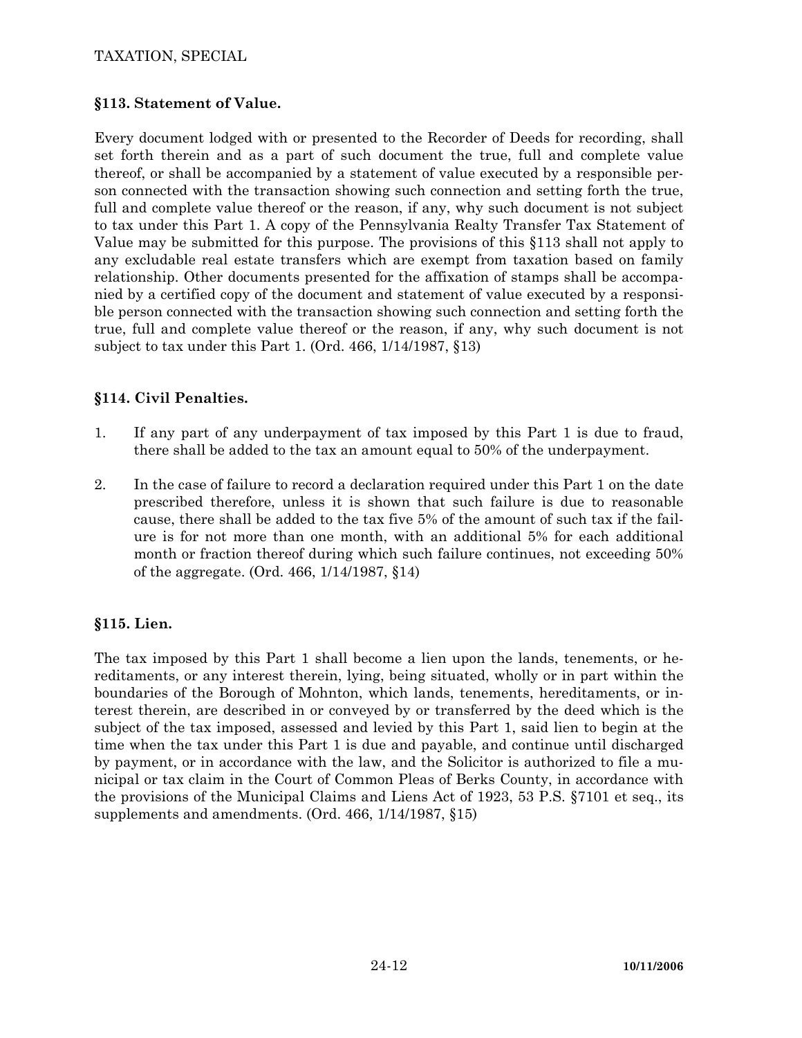### §113. Statement of Value.

Every document lodged with or presented to the Recorder of Deeds for recording, shall set forth therein and as a part of such document the true, full and complete value thereof, or shall be accompanied by a statement of value executed by a responsible person connected with the transaction showing such connection and setting forth the true, full and complete value thereof or the reason, if any, why such document is not subject to tax under this Part 1. A copy of the Pennsylvania Realty Transfer Tax Statement of Value may be submitted for this purpose. The provisions of this §113 shall not apply to any excludable real estate transfers which are exempt from taxation based on family relationship. Other documents presented for the affixation of stamps shall be accompanied by a certified copy of the document and statement of value executed by a responsible person connected with the transaction showing such connection and setting forth the true, full and complete value thereof or the reason, if any, why such document is not subject to tax under this Part 1. (Ord. 466, 1/14/1987, §13)

### §114. Civil Penalties.

1. If any part of any underpayment of tax imposed by this Part 1 is due to fraud, there shall be added to the tax an amount equal to 50% of the underpayment.

2. In the case of failure to record a declaration required under this Part 1 on the date prescribed therefore, unless it is shown that such failure is due to reasonable cause, there shall be added to the tax five 5% of the amount of such tax if the failure is for not more than one month, with an additional 5% for each additional month or fraction thereof during which such failure continues, not exceeding 50% of the aggregate. (Ord. 466, 1/14/1987, §14)

### §115. Lien.

The tax imposed by this Part 1 shall become a lien upon the lands, tenements, or hereditaments, or any interest therein, lying, being situated, wholly or in part within the boundaries of the Borough of Mohnton, which lands, tenements, hereditaments, or interest therein, are described in or conveyed by or transferred by the deed which is the subject of the tax imposed, assessed and levied by this Part 1, said lien to begin at the time when the tax under this Part 1 is due and payable, and continue until discharged by payment, or in accordance with the law, and the Solicitor is authorized to file a municipal or tax claim in the Court of Common Pleas of Berks County, in accordance with the provisions of the Municipal Claims and Liens Act of 1923, 53 P.S. §7101 et seq., its supplements and amendments. (Ord. 466, 1/14/1987, §15)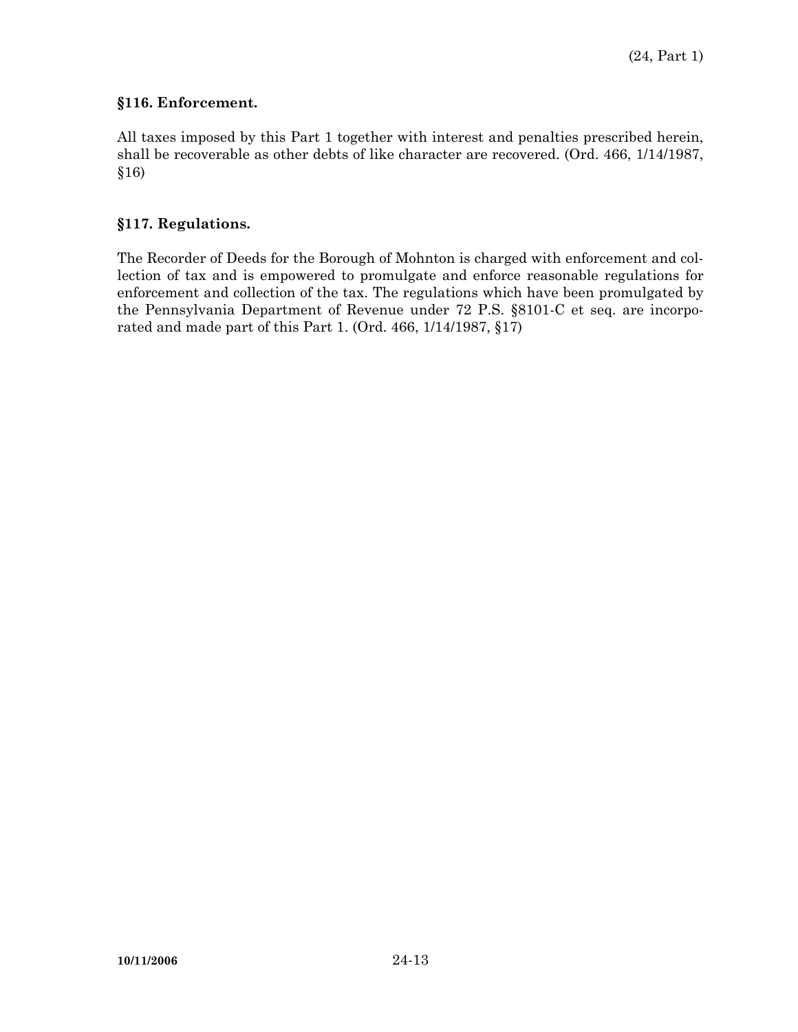### §116. Enforcement.

All taxes imposed by this Part 1 together with interest and penalties prescribed herein, shall be recoverable as other debts of like character are recovered. (Ord. 466, 1/14/1987, §16)

### §117. Regulations.

The Recorder of Deeds for the Borough of Mohnton is charged with enforcement and collection of tax and is empowered to promulgate and enforce reasonable regulations for enforcement and collection of the tax. The regulations which have been promulgated by the Pennsylvania Department of Revenue under 72 P.S. §8101-C et seq. are incorporated and made part of this Part 1. (Ord. 466, 1/14/1987, §17)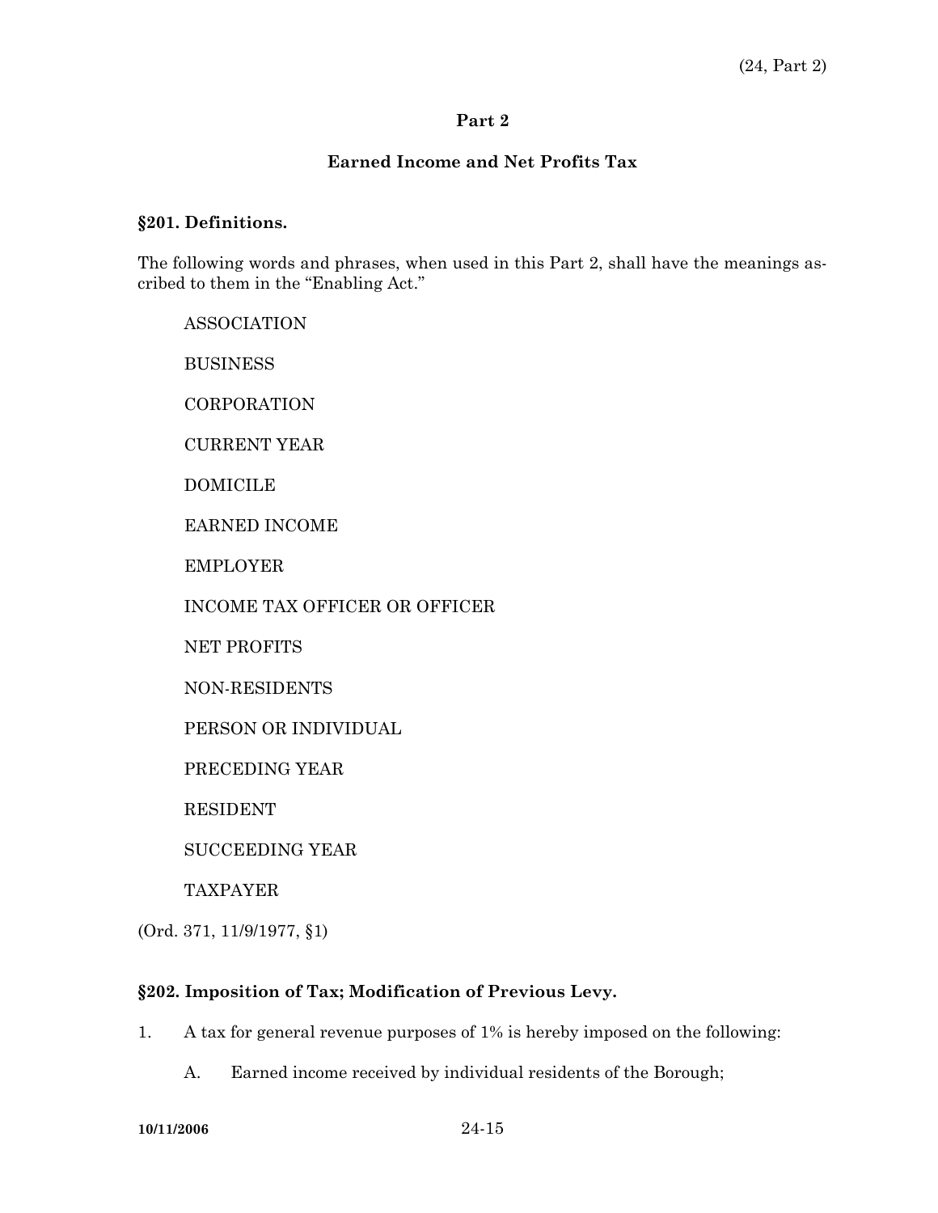## Part 2

## Earned Income and Net Profits Tax

### §201. Definitions.

The following words and phrases, when used in this Part 2, shall have the meanings ascribed to them in the "Enabling Act."

ASSOCIATION

BUSINESS

CORPORATION

CURRENT YEAR

DOMICILE

EARNED INCOME

EMPLOYER

INCOME TAX OFFICER OR OFFICER

NET PROFITS

NON-RESIDENTS

PERSON OR INDIVIDUAL

PRECEDING YEAR

RESIDENT

SUCCEEDING YEAR

TAXPAYER

(Ord. 371, 11/9/1977, §1)

### §202. Imposition of Tax; Modification of Previous Levy.

1. A tax for general revenue purposes of 1% is hereby imposed on the following:

   A. Earned income received by individual residents of the Borough;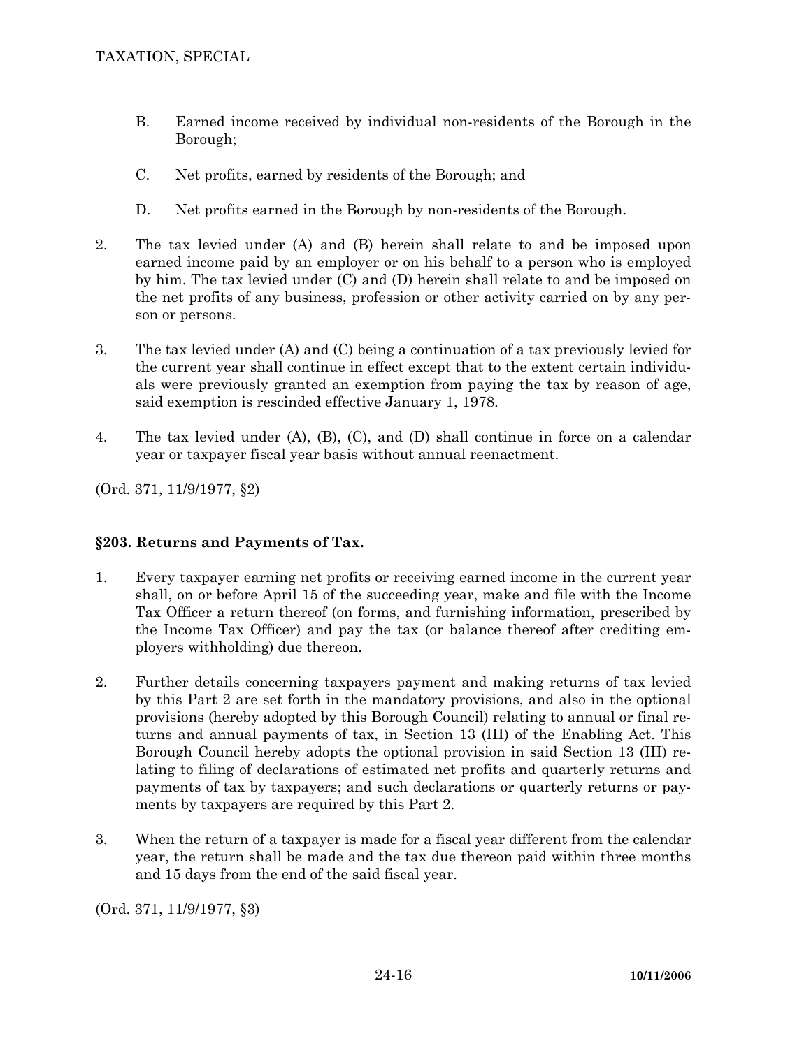B. Earned income received by individual non-residents of the Borough in the Borough;

C. Net profits, earned by residents of the Borough; and

D. Net profits earned in the Borough by non-residents of the Borough.

2. The tax levied under (A) and (B) herein shall relate to and be imposed upon earned income paid by an employer or on his behalf to a person who is employed by him. The tax levied under (C) and (D) herein shall relate to and be imposed on the net profits of any business, profession or other activity carried on by any person or persons.

3. The tax levied under (A) and (C) being a continuation of a tax previously levied for the current year shall continue in effect except that to the extent certain individuals were previously granted an exemption from paying the tax by reason of age, said exemption is rescinded effective January 1, 1978.

4. The tax levied under (A), (B), (C), and (D) shall continue in force on a calendar year or taxpayer fiscal year basis without annual reenactment.

(Ord. 371, 11/9/1977, §2)

### §203. Returns and Payments of Tax.

1. Every taxpayer earning net profits or receiving earned income in the current year shall, on or before April 15 of the succeeding year, make and file with the Income Tax Officer a return thereof (on forms, and furnishing information, prescribed by the Income Tax Officer) and pay the tax (or balance thereof after crediting employers withholding) due thereon.

2. Further details concerning taxpayers payment and making returns of tax levied by this Part 2 are set forth in the mandatory provisions, and also in the optional provisions (hereby adopted by this Borough Council) relating to annual or final returns and annual payments of tax, in Section 13 (III) of the Enabling Act. This Borough Council hereby adopts the optional provision in said Section 13 (III) relating to filing of declarations of estimated net profits and quarterly returns and payments of tax by taxpayers; and such declarations or quarterly returns or payments by taxpayers are required by this Part 2.

3. When the return of a taxpayer is made for a fiscal year different from the calendar year, the return shall be made and the tax due thereon paid within three months and 15 days from the end of the said fiscal year.

(Ord. 371, 11/9/1977, §3)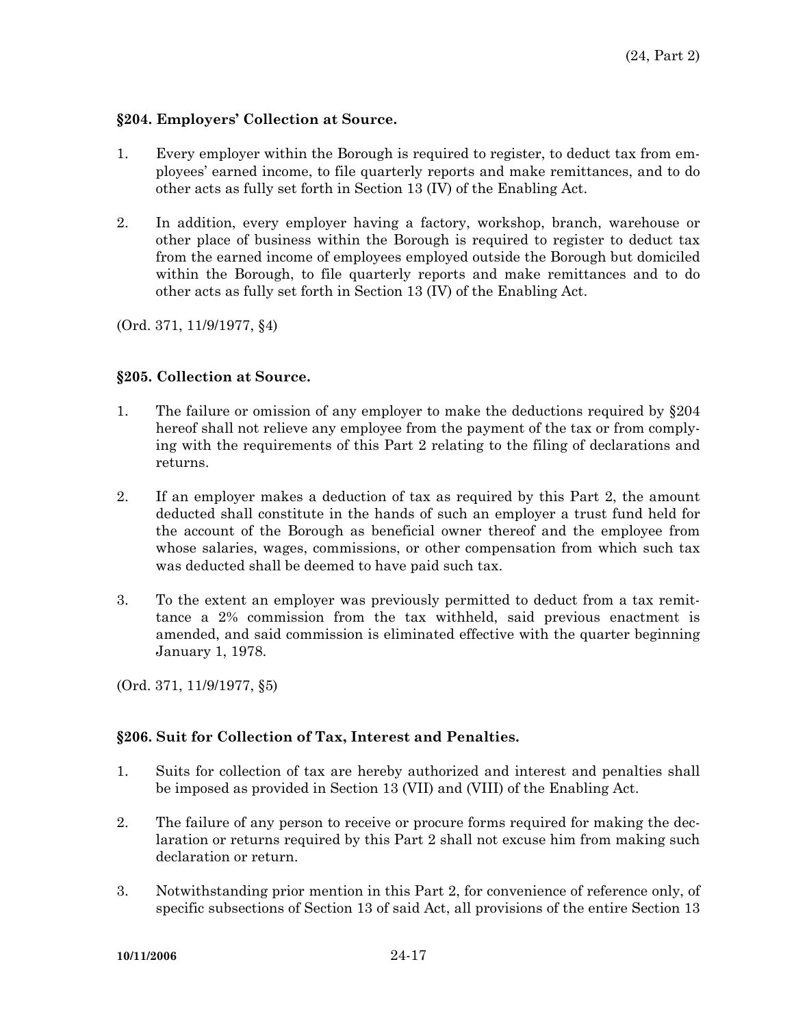### §204. Employers' Collection at Source.

1. Every employer within the Borough is required to register, to deduct tax from employees' earned income, to file quarterly reports and make remittances, and to do other acts as fully set forth in Section 13 (IV) of the Enabling Act.

2. In addition, every employer having a factory, workshop, branch, warehouse or other place of business within the Borough is required to register to deduct tax from the earned income of employees employed outside the Borough but domiciled within the Borough, to file quarterly reports and make remittances and to do other acts as fully set forth in Section 13 (IV) of the Enabling Act.

(Ord. 371, 11/9/1977, §4)

### §205. Collection at Source.

1. The failure or omission of any employer to make the deductions required by §204 hereof shall not relieve any employee from the payment of the tax or from complying with the requirements of this Part 2 relating to the filing of declarations and returns.

2. If an employer makes a deduction of tax as required by this Part 2, the amount deducted shall constitute in the hands of such an employer a trust fund held for the account of the Borough as beneficial owner thereof and the employee from whose salaries, wages, commissions, or other compensation from which such tax was deducted shall be deemed to have paid such tax.

3. To the extent an employer was previously permitted to deduct from a tax remittance a 2% commission from the tax withheld, said previous enactment is amended, and said commission is eliminated effective with the quarter beginning January 1, 1978.

(Ord. 371, 11/9/1977, §5)

### §206. Suit for Collection of Tax, Interest and Penalties.

1. Suits for collection of tax are hereby authorized and interest and penalties shall be imposed as provided in Section 13 (VII) and (VIII) of the Enabling Act.

2. The failure of any person to receive or procure forms required for making the declaration or returns required by this Part 2 shall not excuse him from making such declaration or return.

3. Notwithstanding prior mention in this Part 2, for convenience of reference only, of specific subsections of Section 13 of said Act, all provisions of the entire Section 13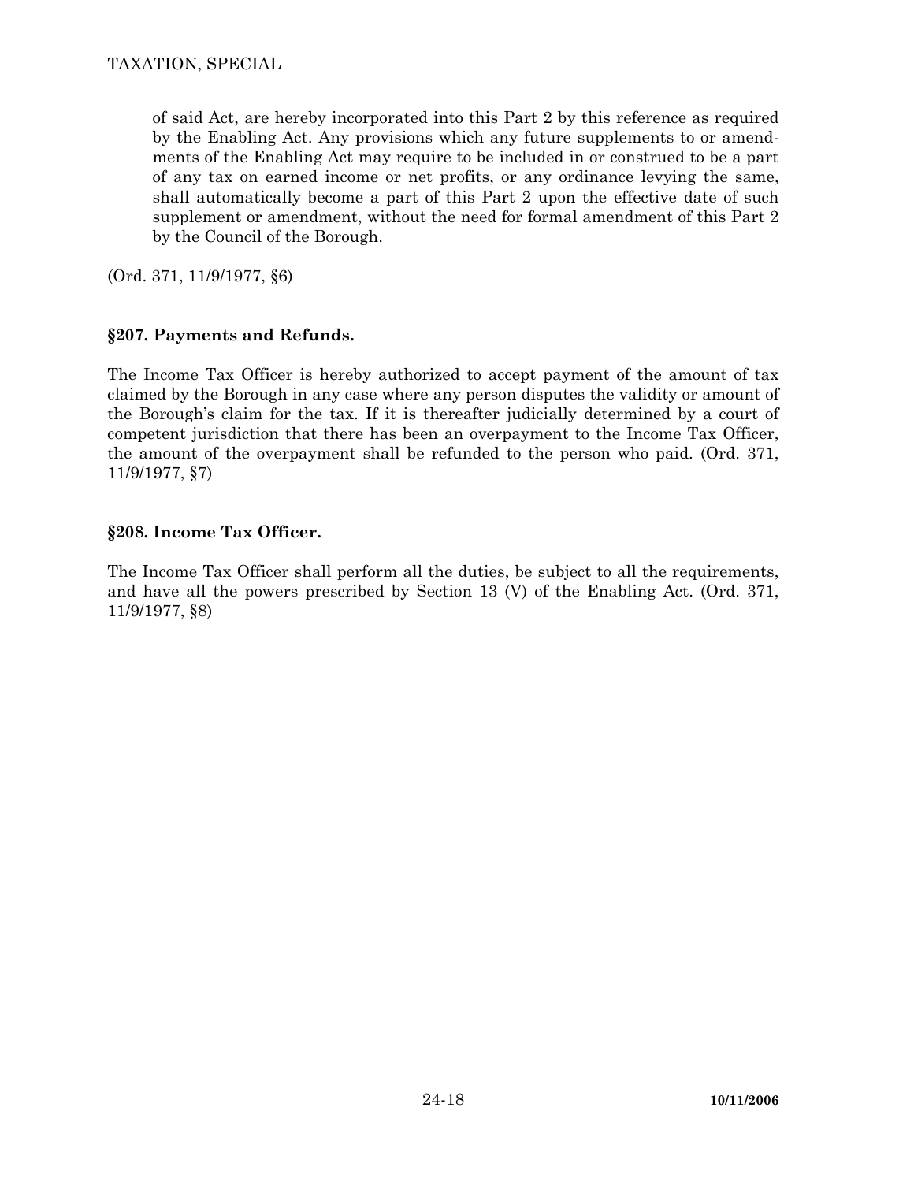of said Act, are hereby incorporated into this Part 2 by this reference as required by the Enabling Act. Any provisions which any future supplements to or amendments of the Enabling Act may require to be included in or construed to be a part of any tax on earned income or net profits, or any ordinance levying the same, shall automatically become a part of this Part 2 upon the effective date of such supplement or amendment, without the need for formal amendment of this Part 2 by the Council of the Borough.

(Ord. 371, 11/9/1977, §6)

### §207. Payments and Refunds.

The Income Tax Officer is hereby authorized to accept payment of the amount of tax claimed by the Borough in any case where any person disputes the validity or amount of the Borough's claim for the tax. If it is thereafter judicially determined by a court of competent jurisdiction that there has been an overpayment to the Income Tax Officer, the amount of the overpayment shall be refunded to the person who paid. (Ord. 371, 11/9/1977, §7)

### §208. Income Tax Officer.

The Income Tax Officer shall perform all the duties, be subject to all the requirements, and have all the powers prescribed by Section 13 (V) of the Enabling Act. (Ord. 371, 11/9/1977, §8)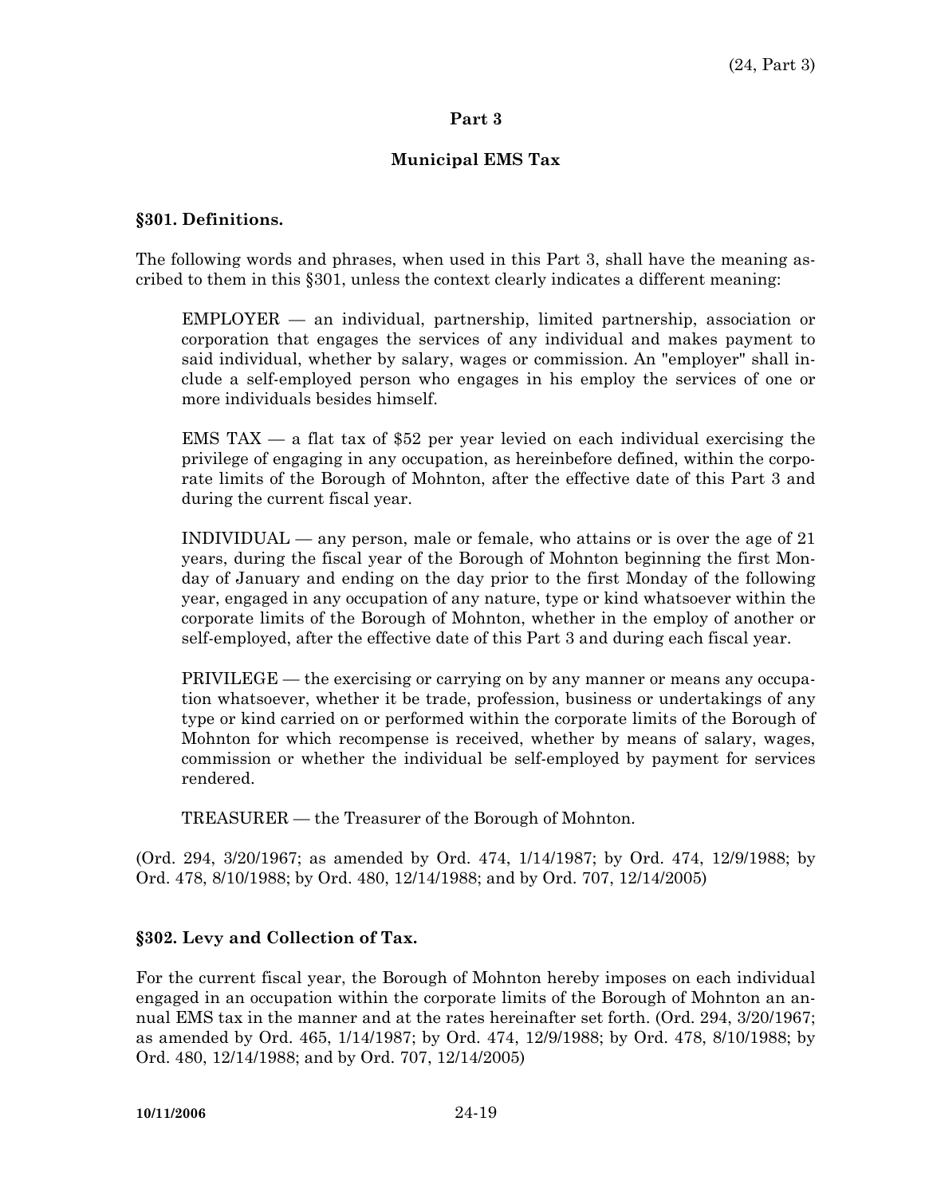## Part 3

## Municipal EMS Tax

### §301. Definitions.

The following words and phrases, when used in this Part 3, shall have the meaning ascribed to them in this §301, unless the context clearly indicates a different meaning:

EMPLOYER — an individual, partnership, limited partnership, association or corporation that engages the services of any individual and makes payment to said individual, whether by salary, wages or commission. An "employer" shall include a self-employed person who engages in his employ the services of one or more individuals besides himself.

EMS TAX — a flat tax of $52 per year levied on each individual exercising the privilege of engaging in any occupation, as hereinbefore defined, within the corporate limits of the Borough of Mohnton, after the effective date of this Part 3 and during the current fiscal year.

INDIVIDUAL — any person, male or female, who attains or is over the age of 21 years, during the fiscal year of the Borough of Mohnton beginning the first Monday of January and ending on the day prior to the first Monday of the following year, engaged in any occupation of any nature, type or kind whatsoever within the corporate limits of the Borough of Mohnton, whether in the employ of another or self-employed, after the effective date of this Part 3 and during each fiscal year.

PRIVILEGE — the exercising or carrying on by any manner or means any occupation whatsoever, whether it be trade, profession, business or undertakings of any type or kind carried on or performed within the corporate limits of the Borough of Mohnton for which recompense is received, whether by means of salary, wages, commission or whether the individual be self-employed by payment for services rendered.

TREASURER — the Treasurer of the Borough of Mohnton.

(Ord. 294, 3/20/1967; as amended by Ord. 474, 1/14/1987; by Ord. 474, 12/9/1988; by Ord. 478, 8/10/1988; by Ord. 480, 12/14/1988; and by Ord. 707, 12/14/2005)

### §302. Levy and Collection of Tax.

For the current fiscal year, the Borough of Mohnton hereby imposes on each individual engaged in an occupation within the corporate limits of the Borough of Mohnton an annual EMS tax in the manner and at the rates hereinafter set forth. (Ord. 294, 3/20/1967; as amended by Ord. 465, 1/14/1987; by Ord. 474, 12/9/1988; by Ord. 478, 8/10/1988; by Ord. 480, 12/14/1988; and by Ord. 707, 12/14/2005)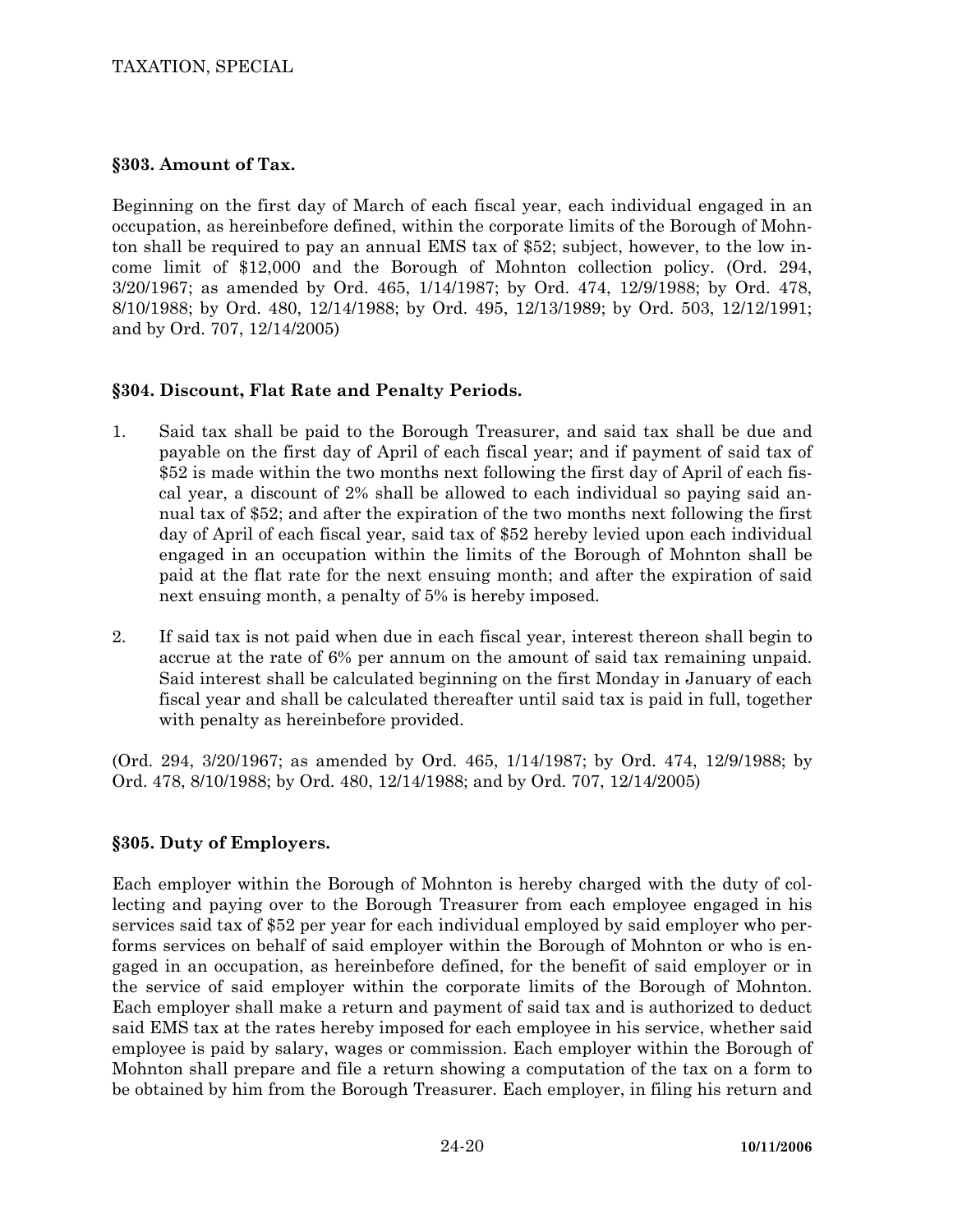## §303. Amount of Tax.

Beginning on the first day of March of each fiscal year, each individual engaged in an occupation, as hereinbefore defined, within the corporate limits of the Borough of Mohnton shall be required to pay an annual EMS tax of $52; subject, however, to the low income limit of $12,000 and the Borough of Mohnton collection policy. (Ord. 294, 3/20/1967; as amended by Ord. 465, 1/14/1987; by Ord. 474, 12/9/1988; by Ord. 478, 8/10/1988; by Ord. 480, 12/14/1988; by Ord. 495, 12/13/1989; by Ord. 503, 12/12/1991; and by Ord. 707, 12/14/2005)

## §304. Discount, Flat Rate and Penalty Periods.

1. Said tax shall be paid to the Borough Treasurer, and said tax shall be due and payable on the first day of April of each fiscal year; and if payment of said tax of $52 is made within the two months next following the first day of April of each fiscal year, a discount of 2% shall be allowed to each individual so paying said annual tax of $52; and after the expiration of the two months next following the first day of April of each fiscal year, said tax of $52 hereby levied upon each individual engaged in an occupation within the limits of the Borough of Mohnton shall be paid at the flat rate for the next ensuing month; and after the expiration of said next ensuing month, a penalty of 5% is hereby imposed.

2. If said tax is not paid when due in each fiscal year, interest thereon shall begin to accrue at the rate of 6% per annum on the amount of said tax remaining unpaid. Said interest shall be calculated beginning on the first Monday in January of each fiscal year and shall be calculated thereafter until said tax is paid in full, together with penalty as hereinbefore provided.

(Ord. 294, 3/20/1967; as amended by Ord. 465, 1/14/1987; by Ord. 474, 12/9/1988; by Ord. 478, 8/10/1988; by Ord. 480, 12/14/1988; and by Ord. 707, 12/14/2005)

## §305. Duty of Employers.

Each employer within the Borough of Mohnton is hereby charged with the duty of collecting and paying over to the Borough Treasurer from each employee engaged in his services said tax of $52 per year for each individual employed by said employer who performs services on behalf of said employer within the Borough of Mohnton or who is engaged in an occupation, as hereinbefore defined, for the benefit of said employer or in the service of said employer within the corporate limits of the Borough of Mohnton. Each employer shall make a return and payment of said tax and is authorized to deduct said EMS tax at the rates hereby imposed for each employee in his service, whether said employee is paid by salary, wages or commission. Each employer within the Borough of Mohnton shall prepare and file a return showing a computation of the tax on a form to be obtained by him from the Borough Treasurer. Each employer, in filing his return and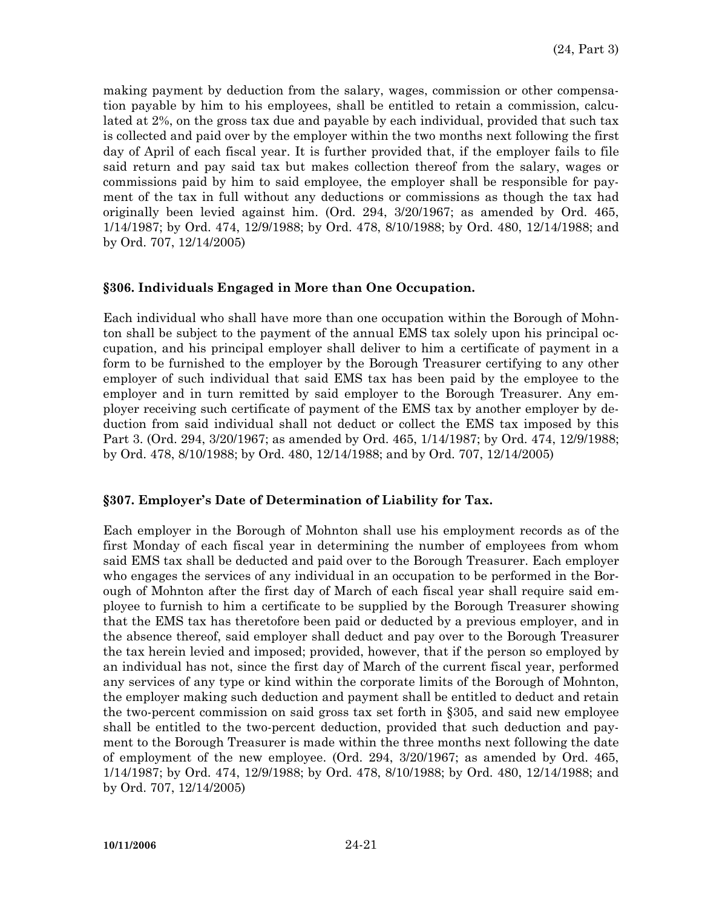making payment by deduction from the salary, wages, commission or other compensation payable by him to his employees, shall be entitled to retain a commission, calculated at 2%, on the gross tax due and payable by each individual, provided that such tax is collected and paid over by the employer within the two months next following the first day of April of each fiscal year. It is further provided that, if the employer fails to file said return and pay said tax but makes collection thereof from the salary, wages or commissions paid by him to said employee, the employer shall be responsible for payment of the tax in full without any deductions or commissions as though the tax had originally been levied against him. (Ord. 294, 3/20/1967; as amended by Ord. 465, 1/14/1987; by Ord. 474, 12/9/1988; by Ord. 478, 8/10/1988; by Ord. 480, 12/14/1988; and by Ord. 707, 12/14/2005)

### §306. Individuals Engaged in More than One Occupation.

Each individual who shall have more than one occupation within the Borough of Mohnton shall be subject to the payment of the annual EMS tax solely upon his principal occupation, and his principal employer shall deliver to him a certificate of payment in a form to be furnished to the employer by the Borough Treasurer certifying to any other employer of such individual that said EMS tax has been paid by the employee to the employer and in turn remitted by said employer to the Borough Treasurer. Any employer receiving such certificate of payment of the EMS tax by another employer by deduction from said individual shall not deduct or collect the EMS tax imposed by this Part 3. (Ord. 294, 3/20/1967; as amended by Ord. 465, 1/14/1987; by Ord. 474, 12/9/1988; by Ord. 478, 8/10/1988; by Ord. 480, 12/14/1988; and by Ord. 707, 12/14/2005)

### §307. Employer's Date of Determination of Liability for Tax.

Each employer in the Borough of Mohnton shall use his employment records as of the first Monday of each fiscal year in determining the number of employees from whom said EMS tax shall be deducted and paid over to the Borough Treasurer. Each employer who engages the services of any individual in an occupation to be performed in the Borough of Mohnton after the first day of March of each fiscal year shall require said employee to furnish to him a certificate to be supplied by the Borough Treasurer showing that the EMS tax has theretofore been paid or deducted by a previous employer, and in the absence thereof, said employer shall deduct and pay over to the Borough Treasurer the tax herein levied and imposed; provided, however, that if the person so employed by an individual has not, since the first day of March of the current fiscal year, performed any services of any type or kind within the corporate limits of the Borough of Mohnton, the employer making such deduction and payment shall be entitled to deduct and retain the two-percent commission on said gross tax set forth in §305, and said new employee shall be entitled to the two-percent deduction, provided that such deduction and payment to the Borough Treasurer is made within the three months next following the date of employment of the new employee. (Ord. 294, 3/20/1967; as amended by Ord. 465, 1/14/1987; by Ord. 474, 12/9/1988; by Ord. 478, 8/10/1988; by Ord. 480, 12/14/1988; and by Ord. 707, 12/14/2005)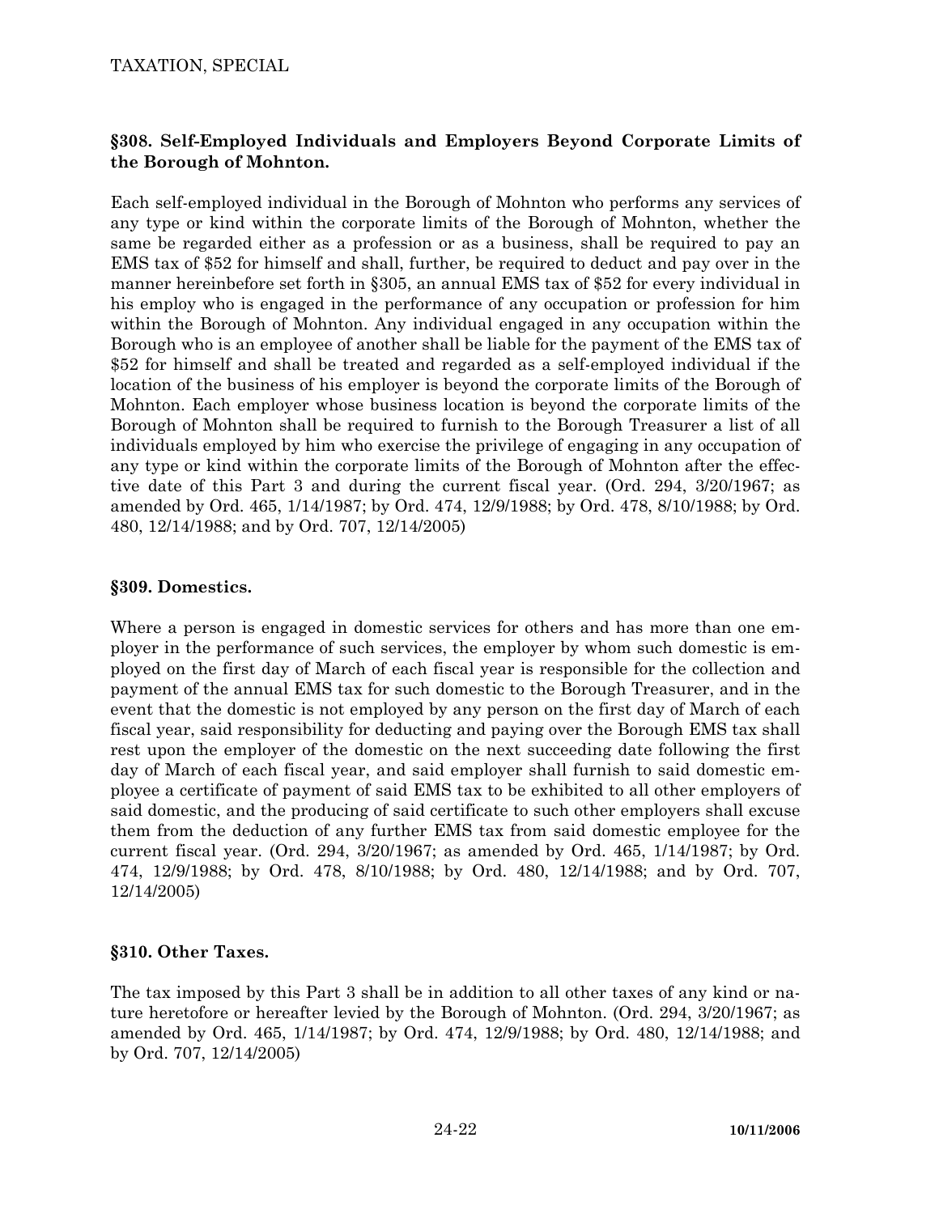### §308. Self-Employed Individuals and Employers Beyond Corporate Limits of the Borough of Mohnton.

Each self-employed individual in the Borough of Mohnton who performs any services of any type or kind within the corporate limits of the Borough of Mohnton, whether the same be regarded either as a profession or as a business, shall be required to pay an EMS tax of $52 for himself and shall, further, be required to deduct and pay over in the manner hereinbefore set forth in §305, an annual EMS tax of $52 for every individual in his employ who is engaged in the performance of any occupation or profession for him within the Borough of Mohnton. Any individual engaged in any occupation within the Borough who is an employee of another shall be liable for the payment of the EMS tax of $52 for himself and shall be treated and regarded as a self-employed individual if the location of the business of his employer is beyond the corporate limits of the Borough of Mohnton. Each employer whose business location is beyond the corporate limits of the Borough of Mohnton shall be required to furnish to the Borough Treasurer a list of all individuals employed by him who exercise the privilege of engaging in any occupation of any type or kind within the corporate limits of the Borough of Mohnton after the effective date of this Part 3 and during the current fiscal year. (Ord. 294, 3/20/1967; as amended by Ord. 465, 1/14/1987; by Ord. 474, 12/9/1988; by Ord. 478, 8/10/1988; by Ord. 480, 12/14/1988; and by Ord. 707, 12/14/2005)

### §309. Domestics.

Where a person is engaged in domestic services for others and has more than one employer in the performance of such services, the employer by whom such domestic is employed on the first day of March of each fiscal year is responsible for the collection and payment of the annual EMS tax for such domestic to the Borough Treasurer, and in the event that the domestic is not employed by any person on the first day of March of each fiscal year, said responsibility for deducting and paying over the Borough EMS tax shall rest upon the employer of the domestic on the next succeeding date following the first day of March of each fiscal year, and said employer shall furnish to said domestic employee a certificate of payment of said EMS tax to be exhibited to all other employers of said domestic, and the producing of said certificate to such other employers shall excuse them from the deduction of any further EMS tax from said domestic employee for the current fiscal year. (Ord. 294, 3/20/1967; as amended by Ord. 465, 1/14/1987; by Ord. 474, 12/9/1988; by Ord. 478, 8/10/1988; by Ord. 480, 12/14/1988; and by Ord. 707, 12/14/2005)

### §310. Other Taxes.

The tax imposed by this Part 3 shall be in addition to all other taxes of any kind or nature heretofore or hereafter levied by the Borough of Mohnton. (Ord. 294, 3/20/1967; as amended by Ord. 465, 1/14/1987; by Ord. 474, 12/9/1988; by Ord. 480, 12/14/1988; and by Ord. 707, 12/14/2005)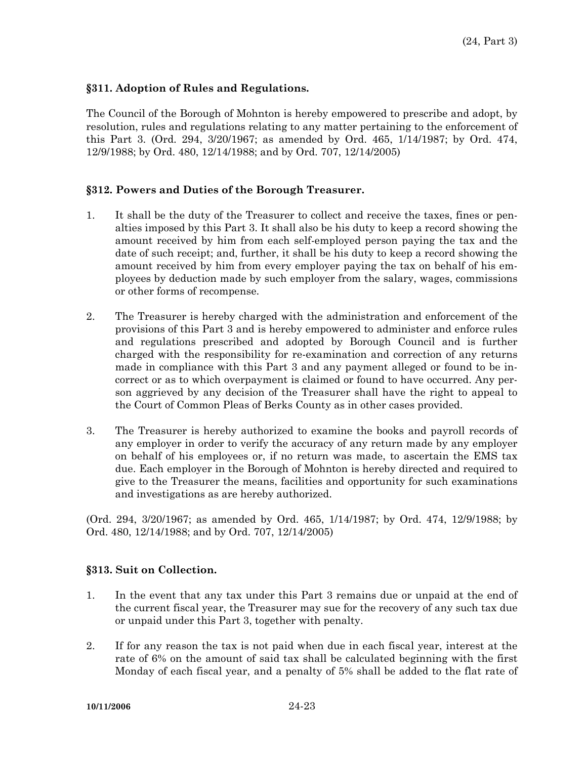### §311. Adoption of Rules and Regulations.

The Council of the Borough of Mohnton is hereby empowered to prescribe and adopt, by resolution, rules and regulations relating to any matter pertaining to the enforcement of this Part 3. (Ord. 294, 3/20/1967; as amended by Ord. 465, 1/14/1987; by Ord. 474, 12/9/1988; by Ord. 480, 12/14/1988; and by Ord. 707, 12/14/2005)

### §312. Powers and Duties of the Borough Treasurer.

1. It shall be the duty of the Treasurer to collect and receive the taxes, fines or penalties imposed by this Part 3. It shall also be his duty to keep a record showing the amount received by him from each self-employed person paying the tax and the date of such receipt; and, further, it shall be his duty to keep a record showing the amount received by him from every employer paying the tax on behalf of his employees by deduction made by such employer from the salary, wages, commissions or other forms of recompense.

2. The Treasurer is hereby charged with the administration and enforcement of the provisions of this Part 3 and is hereby empowered to administer and enforce rules and regulations prescribed and adopted by Borough Council and is further charged with the responsibility for re-examination and correction of any returns made in compliance with this Part 3 and any payment alleged or found to be incorrect or as to which overpayment is claimed or found to have occurred. Any person aggrieved by any decision of the Treasurer shall have the right to appeal to the Court of Common Pleas of Berks County as in other cases provided.

3. The Treasurer is hereby authorized to examine the books and payroll records of any employer in order to verify the accuracy of any return made by any employer on behalf of his employees or, if no return was made, to ascertain the EMS tax due. Each employer in the Borough of Mohnton is hereby directed and required to give to the Treasurer the means, facilities and opportunity for such examinations and investigations as are hereby authorized.

(Ord. 294, 3/20/1967; as amended by Ord. 465, 1/14/1987; by Ord. 474, 12/9/1988; by Ord. 480, 12/14/1988; and by Ord. 707, 12/14/2005)

### §313. Suit on Collection.

1. In the event that any tax under this Part 3 remains due or unpaid at the end of the current fiscal year, the Treasurer may sue for the recovery of any such tax due or unpaid under this Part 3, together with penalty.

2. If for any reason the tax is not paid when due in each fiscal year, interest at the rate of 6% on the amount of said tax shall be calculated beginning with the first Monday of each fiscal year, and a penalty of 5% shall be added to the flat rate of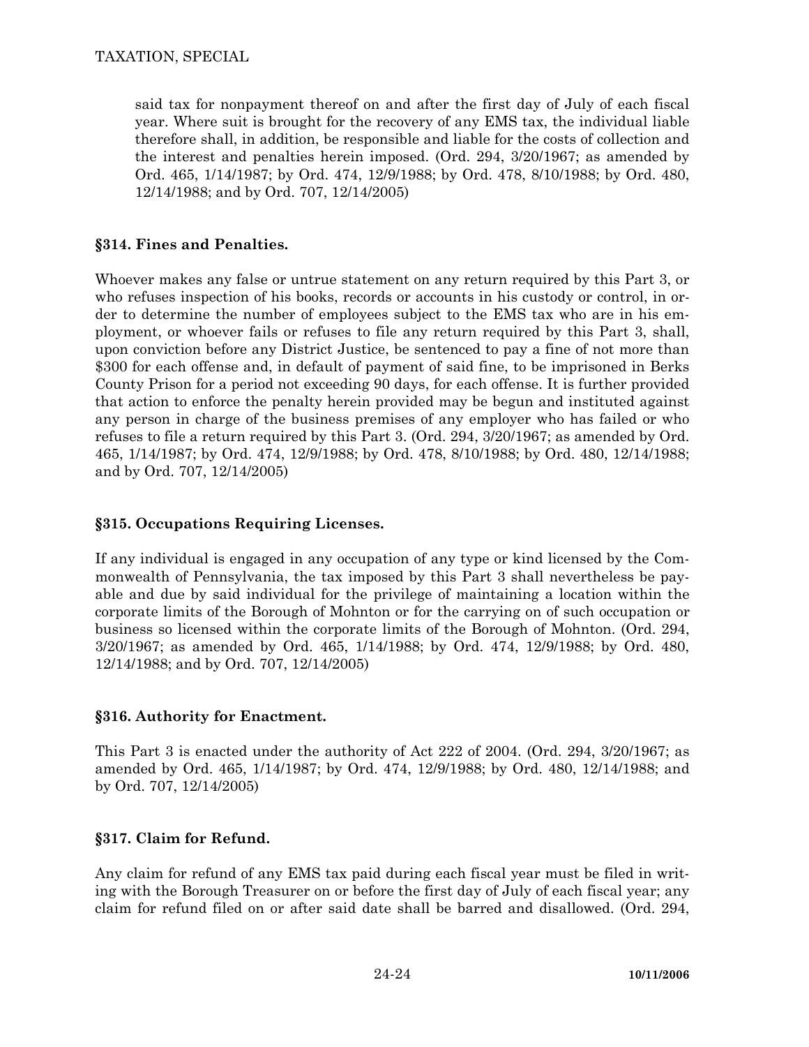said tax for nonpayment thereof on and after the first day of July of each fiscal year. Where suit is brought for the recovery of any EMS tax, the individual liable therefore shall, in addition, be responsible and liable for the costs of collection and the interest and penalties herein imposed. (Ord. 294, 3/20/1967; as amended by Ord. 465, 1/14/1987; by Ord. 474, 12/9/1988; by Ord. 478, 8/10/1988; by Ord. 480, 12/14/1988; and by Ord. 707, 12/14/2005)

### §314. Fines and Penalties.

Whoever makes any false or untrue statement on any return required by this Part 3, or who refuses inspection of his books, records or accounts in his custody or control, in order to determine the number of employees subject to the EMS tax who are in his employment, or whoever fails or refuses to file any return required by this Part 3, shall, upon conviction before any District Justice, be sentenced to pay a fine of not more than $300 for each offense and, in default of payment of said fine, to be imprisoned in Berks County Prison for a period not exceeding 90 days, for each offense. It is further provided that action to enforce the penalty herein provided may be begun and instituted against any person in charge of the business premises of any employer who has failed or who refuses to file a return required by this Part 3. (Ord. 294, 3/20/1967; as amended by Ord. 465, 1/14/1987; by Ord. 474, 12/9/1988; by Ord. 478, 8/10/1988; by Ord. 480, 12/14/1988; and by Ord. 707, 12/14/2005)

### §315. Occupations Requiring Licenses.

If any individual is engaged in any occupation of any type or kind licensed by the Commonwealth of Pennsylvania, the tax imposed by this Part 3 shall nevertheless be payable and due by said individual for the privilege of maintaining a location within the corporate limits of the Borough of Mohnton or for the carrying on of such occupation or business so licensed within the corporate limits of the Borough of Mohnton. (Ord. 294, 3/20/1967; as amended by Ord. 465, 1/14/1988; by Ord. 474, 12/9/1988; by Ord. 480, 12/14/1988; and by Ord. 707, 12/14/2005)

### §316. Authority for Enactment.

This Part 3 is enacted under the authority of Act 222 of 2004. (Ord. 294, 3/20/1967; as amended by Ord. 465, 1/14/1987; by Ord. 474, 12/9/1988; by Ord. 480, 12/14/1988; and by Ord. 707, 12/14/2005)

### §317. Claim for Refund.

Any claim for refund of any EMS tax paid during each fiscal year must be filed in writing with the Borough Treasurer on or before the first day of July of each fiscal year; any claim for refund filed on or after said date shall be barred and disallowed. (Ord. 294,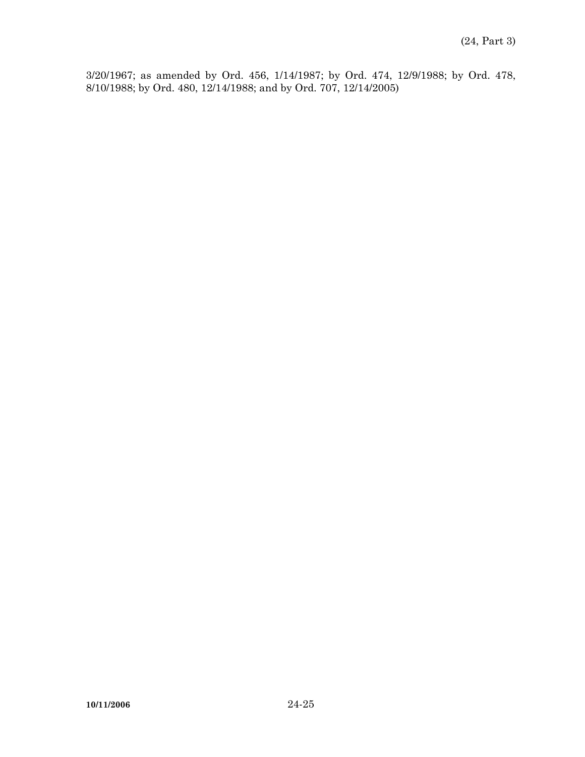3/20/1967; as amended by Ord. 456, 1/14/1987; by Ord. 474, 12/9/1988; by Ord. 478, 8/10/1988; by Ord. 480, 12/14/1988; and by Ord. 707, 12/14/2005)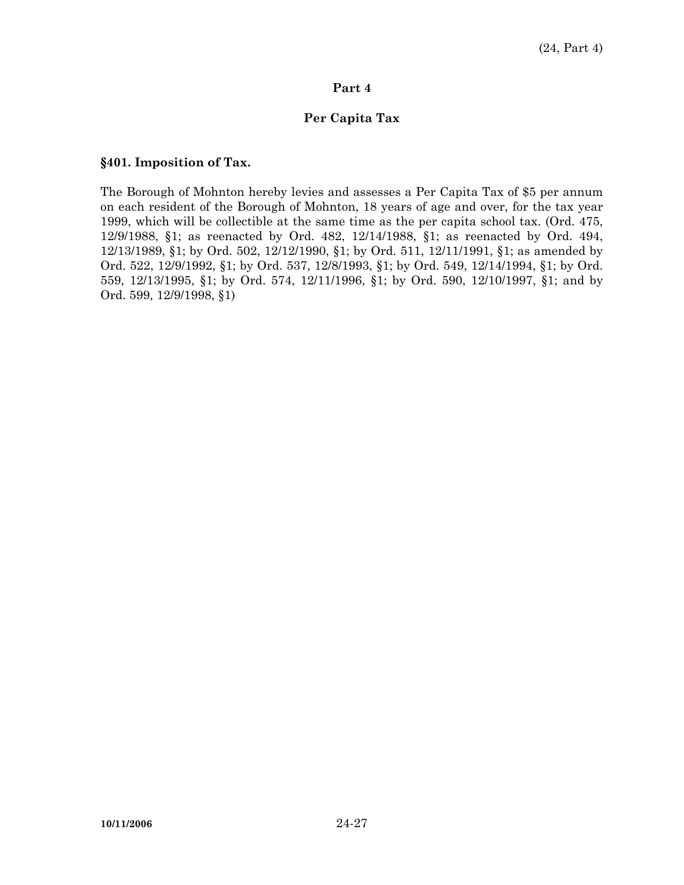## Part 4

### Per Capita Tax

**§401. Imposition of Tax.**

The Borough of Mohnton hereby levies and assesses a Per Capita Tax of $5 per annum on each resident of the Borough of Mohnton, 18 years of age and over, for the tax year 1999, which will be collectible at the same time as the per capita school tax. (Ord. 475, 12/9/1988, §1; as reenacted by Ord. 482, 12/14/1988, §1; as reenacted by Ord. 494, 12/13/1989, §1; by Ord. 502, 12/12/1990, §1; by Ord. 511, 12/11/1991, §1; as amended by Ord. 522, 12/9/1992, §1; by Ord. 537, 12/8/1993, §1; by Ord. 549, 12/14/1994, §1; by Ord. 559, 12/13/1995, §1; by Ord. 574, 12/11/1996, §1; by Ord. 590, 12/10/1997, §1; and by Ord. 599, 12/9/1998, §1)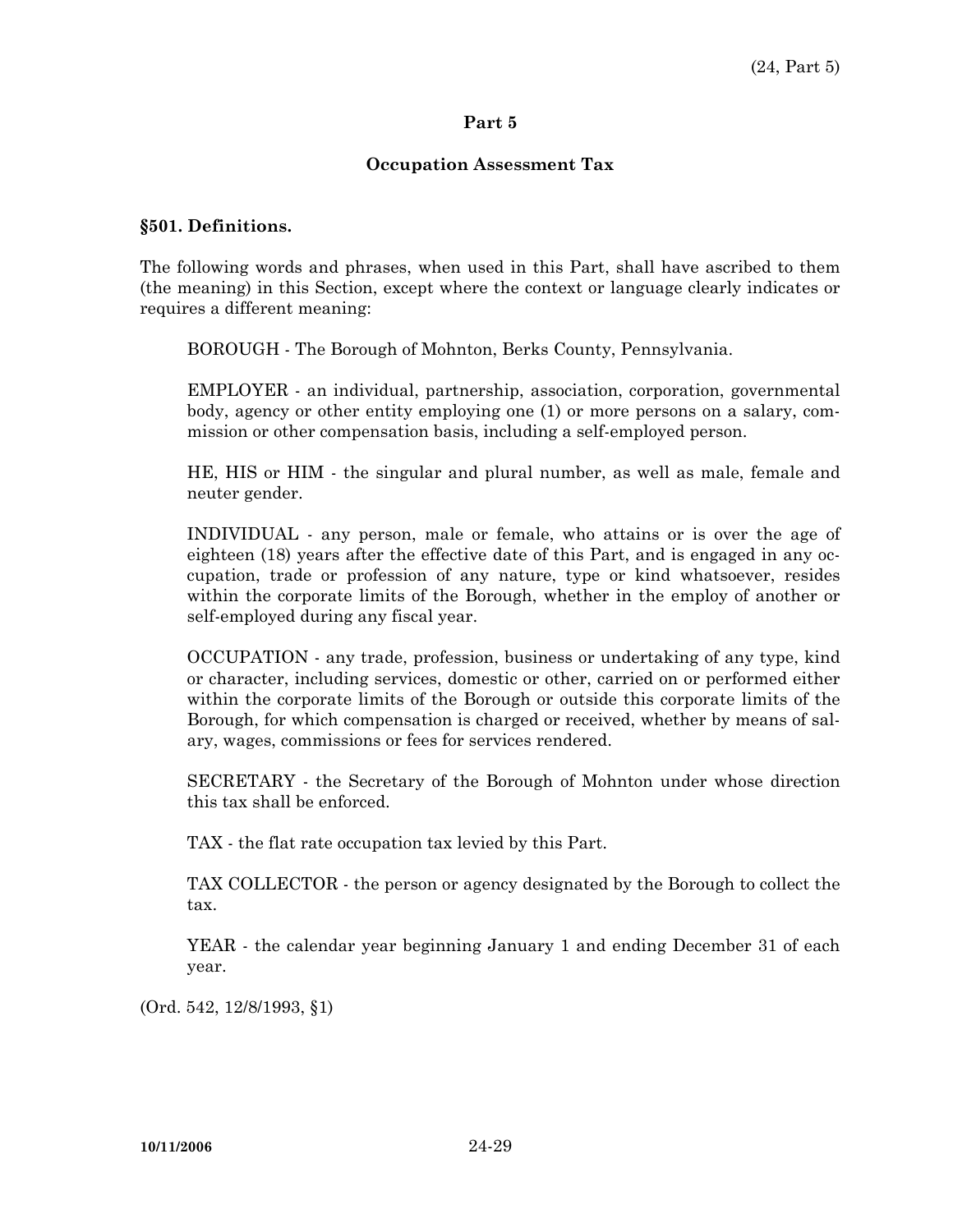## Part 5

### Occupation Assessment Tax

**§501. Definitions.**

The following words and phrases, when used in this Part, shall have ascribed to them (the meaning) in this Section, except where the context or language clearly indicates or requires a different meaning:

BOROUGH - The Borough of Mohnton, Berks County, Pennsylvania.

EMPLOYER - an individual, partnership, association, corporation, governmental body, agency or other entity employing one (1) or more persons on a salary, commission or other compensation basis, including a self-employed person.

HE, HIS or HIM - the singular and plural number, as well as male, female and neuter gender.

INDIVIDUAL - any person, male or female, who attains or is over the age of eighteen (18) years after the effective date of this Part, and is engaged in any occupation, trade or profession of any nature, type or kind whatsoever, resides within the corporate limits of the Borough, whether in the employ of another or self-employed during any fiscal year.

OCCUPATION - any trade, profession, business or undertaking of any type, kind or character, including services, domestic or other, carried on or performed either within the corporate limits of the Borough or outside this corporate limits of the Borough, for which compensation is charged or received, whether by means of salary, wages, commissions or fees for services rendered.

SECRETARY - the Secretary of the Borough of Mohnton under whose direction this tax shall be enforced.

TAX - the flat rate occupation tax levied by this Part.

TAX COLLECTOR - the person or agency designated by the Borough to collect the tax.

YEAR - the calendar year beginning January 1 and ending December 31 of each year.

(Ord. 542, 12/8/1993, §1)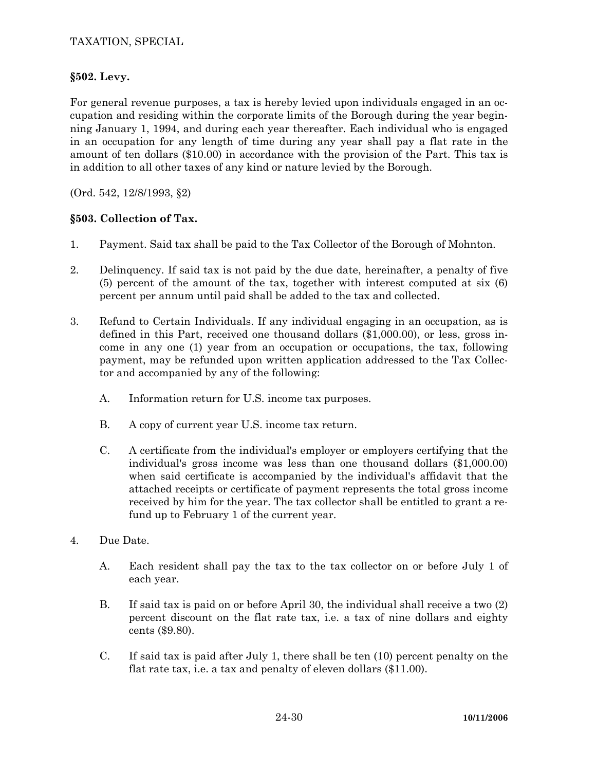## §502. Levy.

For general revenue purposes, a tax is hereby levied upon individuals engaged in an occupation and residing within the corporate limits of the Borough during the year beginning January 1, 1994, and during each year thereafter. Each individual who is engaged in an occupation for any length of time during any year shall pay a flat rate in the amount of ten dollars ($10.00) in accordance with the provision of the Part. This tax is in addition to all other taxes of any kind or nature levied by the Borough.

(Ord. 542, 12/8/1993, §2)

## §503. Collection of Tax.

1. Payment. Said tax shall be paid to the Tax Collector of the Borough of Mohnton.

2. Delinquency. If said tax is not paid by the due date, hereinafter, a penalty of five (5) percent of the amount of the tax, together with interest computed at six (6) percent per annum until paid shall be added to the tax and collected.

3. Refund to Certain Individuals. If any individual engaging in an occupation, as is defined in this Part, received one thousand dollars ($1,000.00), or less, gross income in any one (1) year from an occupation or occupations, the tax, following payment, may be refunded upon written application addressed to the Tax Collector and accompanied by any of the following:

   A. Information return for U.S. income tax purposes.

   B. A copy of current year U.S. income tax return.

   C. A certificate from the individual's employer or employers certifying that the individual's gross income was less than one thousand dollars ($1,000.00) when said certificate is accompanied by the individual's affidavit that the attached receipts or certificate of payment represents the total gross income received by him for the year. The tax collector shall be entitled to grant a refund up to February 1 of the current year.

4. Due Date.

   A. Each resident shall pay the tax to the tax collector on or before July 1 of each year.

   B. If said tax is paid on or before April 30, the individual shall receive a two (2) percent discount on the flat rate tax, i.e. a tax of nine dollars and eighty cents ($9.80).

   C. If said tax is paid after July 1, there shall be ten (10) percent penalty on the flat rate tax, i.e. a tax and penalty of eleven dollars ($11.00).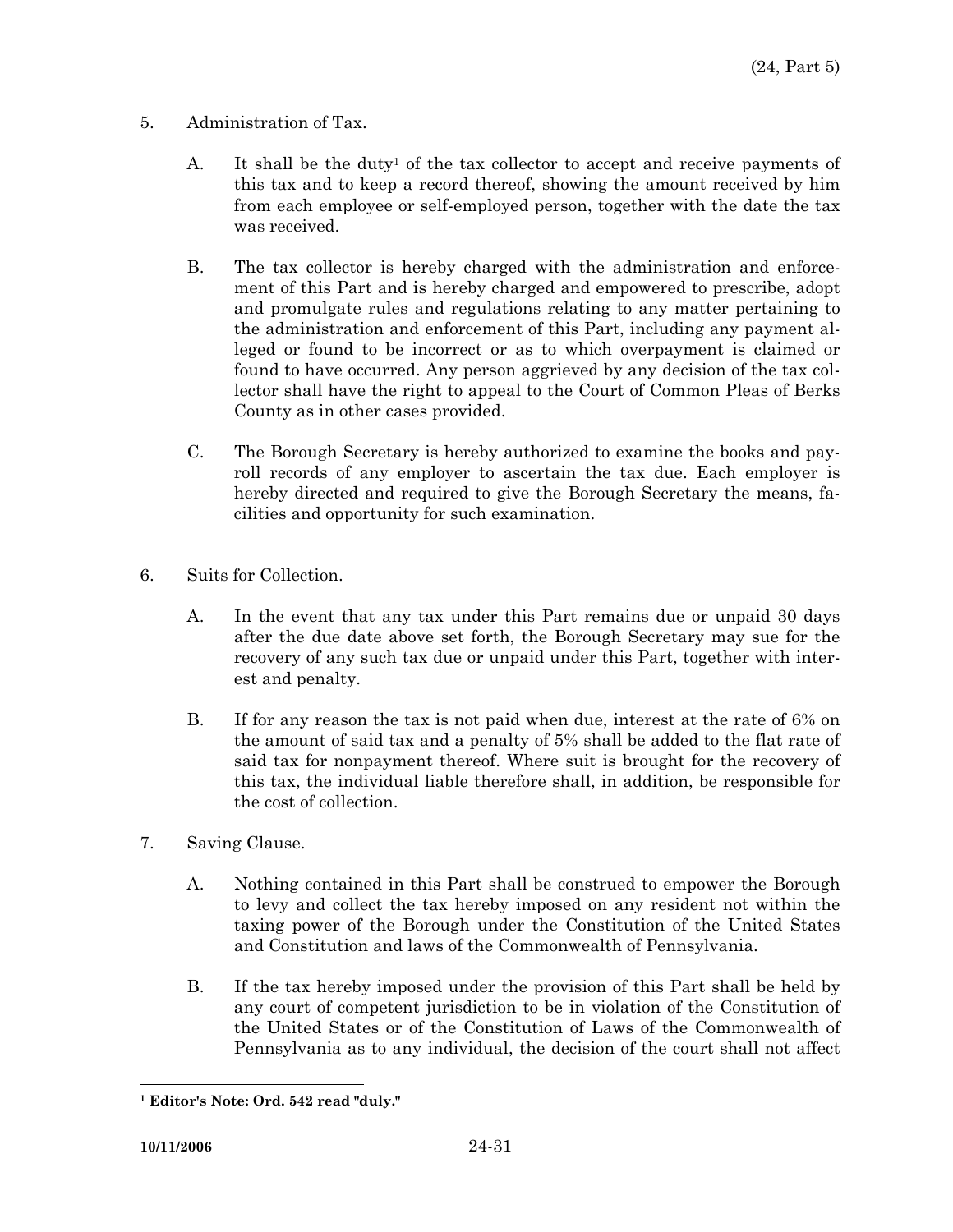5. Administration of Tax.

   A. It shall be the duty[1] of the tax collector to accept and receive payments of this tax and to keep a record thereof, showing the amount received by him from each employee or self-employed person, together with the date the tax was received.

   B. The tax collector is hereby charged with the administration and enforcement of this Part and is hereby charged and empowered to prescribe, adopt and promulgate rules and regulations relating to any matter pertaining to the administration and enforcement of this Part, including any payment alleged or found to be incorrect or as to which overpayment is claimed or found to have occurred. Any person aggrieved by any decision of the tax collector shall have the right to appeal to the Court of Common Pleas of Berks County as in other cases provided.

   C. The Borough Secretary is hereby authorized to examine the books and payroll records of any employer to ascertain the tax due. Each employer is hereby directed and required to give the Borough Secretary the means, facilities and opportunity for such examination.

6. Suits for Collection.

   A. In the event that any tax under this Part remains due or unpaid 30 days after the due date above set forth, the Borough Secretary may sue for the recovery of any such tax due or unpaid under this Part, together with interest and penalty.

   B. If for any reason the tax is not paid when due, interest at the rate of 6% on the amount of said tax and a penalty of 5% shall be added to the flat rate of said tax for nonpayment thereof. Where suit is brought for the recovery of this tax, the individual liable therefore shall, in addition, be responsible for the cost of collection.

7. Saving Clause.

   A. Nothing contained in this Part shall be construed to empower the Borough to levy and collect the tax hereby imposed on any resident not within the taxing power of the Borough under the Constitution of the United States and Constitution and laws of the Commonwealth of Pennsylvania.

   B. If the tax hereby imposed under the provision of this Part shall be held by any court of competent jurisdiction to be in violation of the Constitution of the United States or of the Constitution of Laws of the Commonwealth of Pennsylvania as to any individual, the decision of the court shall not affect

---

[1] **Editor's Note: Ord. 542 read "duly."**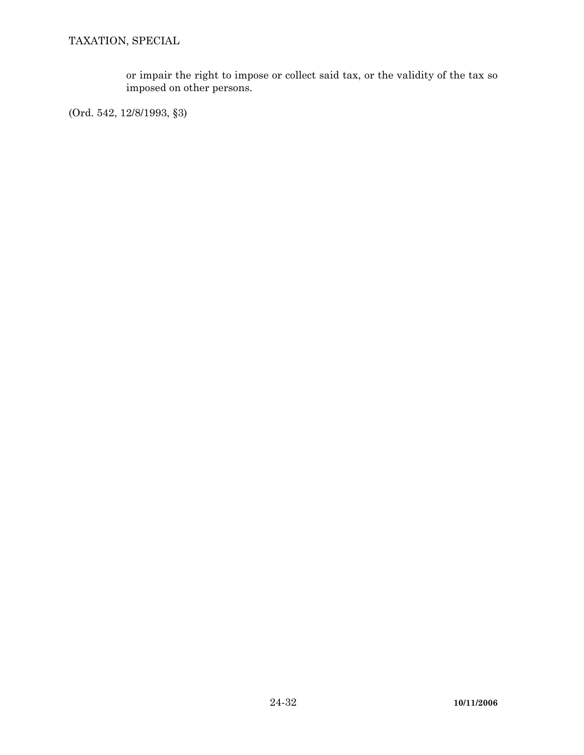or impair the right to impose or collect said tax, or the validity of the tax so imposed on other persons.

(Ord. 542, 12/8/1993, §3)